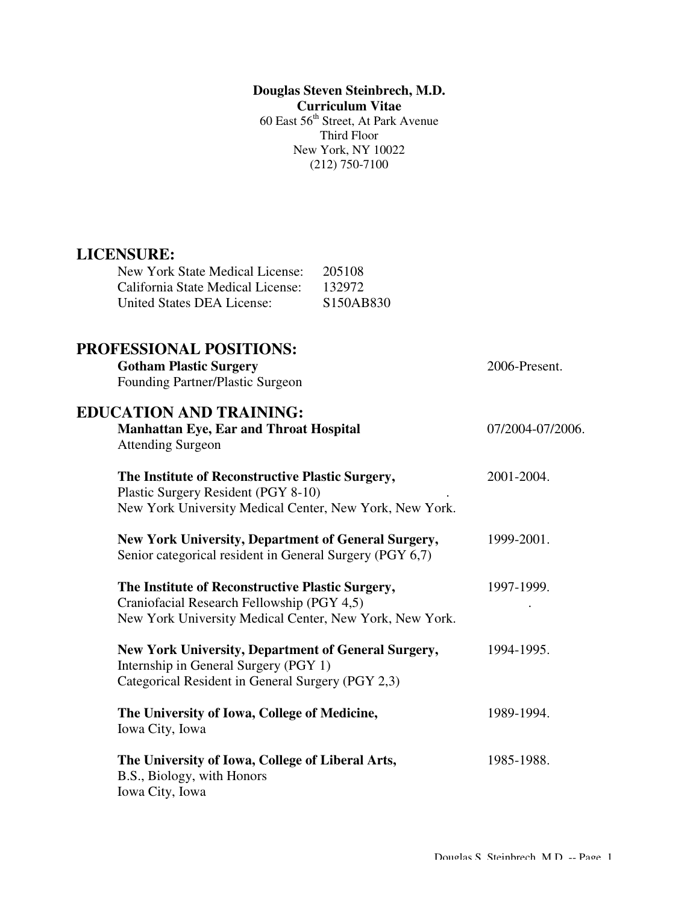**Douglas Steven Steinbrech, M.D.**
**Curriculum Vitae**
60 East 56th Street, At Park Avenue
Third Floor
New York, NY 10022
(212) 750-7100

## LICENSURE:

New York State Medical License: 205108
California State Medical License: 132972
United States DEA License: S150AB830

## PROFESSIONAL POSITIONS:

**Gotham Plastic Surgery** — 2006-Present.
Founding Partner/Plastic Surgeon

## EDUCATION AND TRAINING:

**Manhattan Eye, Ear and Throat Hospital** — 07/2004-07/2006.
Attending Surgeon

**The Institute of Reconstructive Plastic Surgery,** — 2001-2004.
Plastic Surgery Resident (PGY 8-10)
New York University Medical Center, New York, New York.

**New York University, Department of General Surgery,** — 1999-2001.
Senior categorical resident in General Surgery (PGY 6,7)

**The Institute of Reconstructive Plastic Surgery,** — 1997-1999.
Craniofacial Research Fellowship (PGY 4,5)
New York University Medical Center, New York, New York.

**New York University, Department of General Surgery,** — 1994-1995.
Internship in General Surgery (PGY 1)
Categorical Resident in General Surgery (PGY 2,3)

**The University of Iowa, College of Medicine,** — 1989-1994.
Iowa City, Iowa

**The University of Iowa, College of Liberal Arts,** — 1985-1988.
B.S., Biology, with Honors
Iowa City, Iowa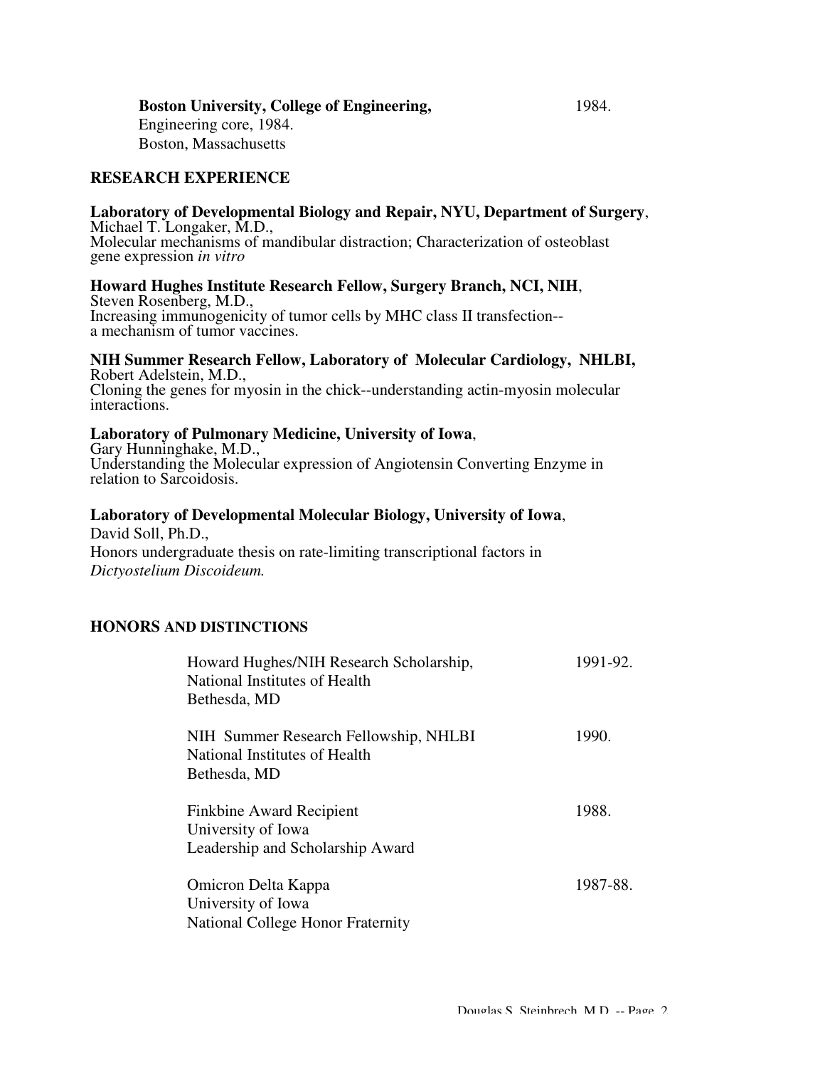**Boston University, College of Engineering,** 1984.
Engineering core, 1984.
Boston, Massachusetts

## RESEARCH EXPERIENCE

**Laboratory of Developmental Biology and Repair, NYU, Department of Surgery**,
Michael T. Longaker, M.D.,
Molecular mechanisms of mandibular distraction; Characterization of osteoblast gene expression *in vitro*

**Howard Hughes Institute Research Fellow, Surgery Branch, NCI, NIH**,
Steven Rosenberg, M.D.,
Increasing immunogenicity of tumor cells by MHC class II transfection--a mechanism of tumor vaccines.

**NIH Summer Research Fellow, Laboratory of Molecular Cardiology, NHLBI,**
Robert Adelstein, M.D.,
Cloning the genes for myosin in the chick--understanding actin-myosin molecular interactions.

**Laboratory of Pulmonary Medicine, University of Iowa**,
Gary Hunninghake, M.D.,
Understanding the Molecular expression of Angiotensin Converting Enzyme in relation to Sarcoidosis.

**Laboratory of Developmental Molecular Biology, University of Iowa**,
David Soll, Ph.D.,
Honors undergraduate thesis on rate-limiting transcriptional factors in *Dictyostelium Discoideum.*

## HONORS AND DISTINCTIONS

Howard Hughes/NIH Research Scholarship, 1991-92.
National Institutes of Health
Bethesda, MD

NIH Summer Research Fellowship, NHLBI 1990.
National Institutes of Health
Bethesda, MD

Finkbine Award Recipient 1988.
University of Iowa
Leadership and Scholarship Award

Omicron Delta Kappa 1987-88.
University of Iowa
National College Honor Fraternity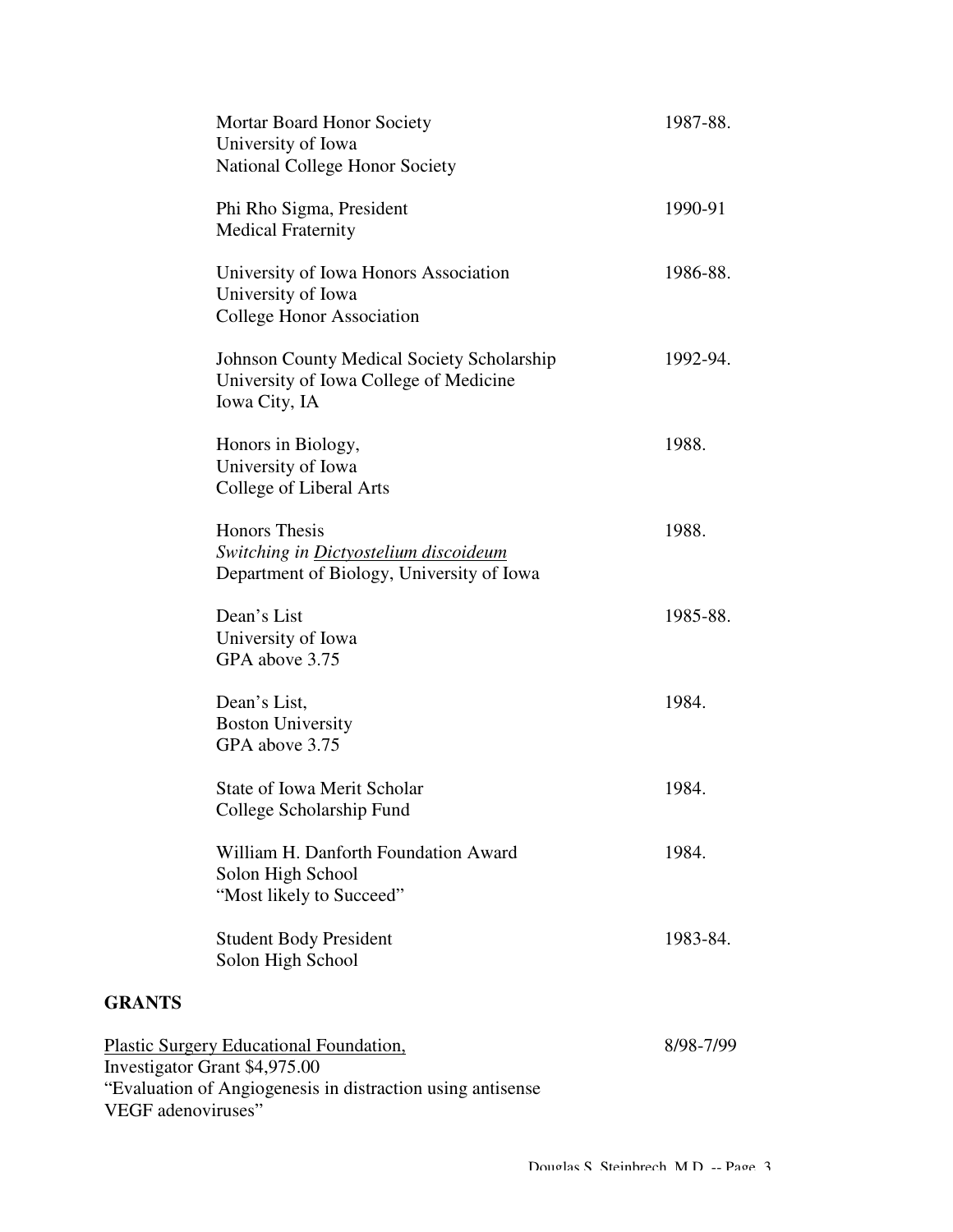Mortar Board Honor Society — 1987-88.
University of Iowa
National College Honor Society

Phi Rho Sigma, President — 1990-91
Medical Fraternity

University of Iowa Honors Association — 1986-88.
University of Iowa
College Honor Association

Johnson County Medical Society Scholarship — 1992-94.
University of Iowa College of Medicine
Iowa City, IA

Honors in Biology, — 1988.
University of Iowa
College of Liberal Arts

Honors Thesis — 1988.
*Switching in Dictyostelium discoideum*
Department of Biology, University of Iowa

Dean's List — 1985-88.
University of Iowa
GPA above 3.75

Dean's List, — 1984.
Boston University
GPA above 3.75

State of Iowa Merit Scholar — 1984.
College Scholarship Fund

William H. Danforth Foundation Award — 1984.
Solon High School
"Most likely to Succeed"

Student Body President — 1983-84.
Solon High School

## GRANTS

Plastic Surgery Educational Foundation, — 8/98-7/99
Investigator Grant $4,975.00
"Evaluation of Angiogenesis in distraction using antisense VEGF adenoviruses"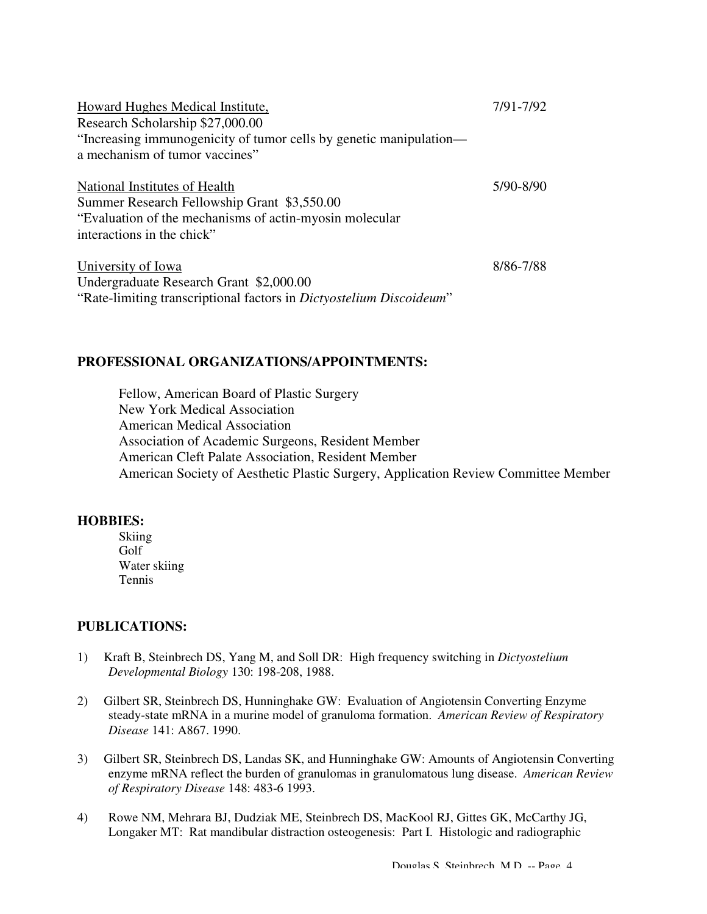Howard Hughes Medical Institute, 7/91-7/92
Research Scholarship $27,000.00
"Increasing immunogenicity of tumor cells by genetic manipulation—a mechanism of tumor vaccines"

National Institutes of Health 5/90-8/90
Summer Research Fellowship Grant $3,550.00
"Evaluation of the mechanisms of actin-myosin molecular interactions in the chick"

University of Iowa 8/86-7/88
Undergraduate Research Grant $2,000.00
"Rate-limiting transcriptional factors in *Dictyostelium Discoideum*"

**PROFESSIONAL ORGANIZATIONS/APPOINTMENTS:**

Fellow, American Board of Plastic Surgery
New York Medical Association
American Medical Association
Association of Academic Surgeons, Resident Member
American Cleft Palate Association, Resident Member
American Society of Aesthetic Plastic Surgery, Application Review Committee Member

**HOBBIES:**

Skiing
Golf
Water skiing
Tennis

**PUBLICATIONS:**

1) Kraft B, Steinbrech DS, Yang M, and Soll DR: High frequency switching in *Dictyostelium Developmental Biology* 130: 198-208, 1988.

2) Gilbert SR, Steinbrech DS, Hunninghake GW: Evaluation of Angiotensin Converting Enzyme steady-state mRNA in a murine model of granuloma formation. *American Review of Respiratory Disease* 141: A867. 1990.

3) Gilbert SR, Steinbrech DS, Landas SK, and Hunninghake GW: Amounts of Angiotensin Converting enzyme mRNA reflect the burden of granulomas in granulomatous lung disease. *American Review of Respiratory Disease* 148: 483-6 1993.

4) Rowe NM, Mehrara BJ, Dudziak ME, Steinbrech DS, MacKool RJ, Gittes GK, McCarthy JG, Longaker MT: Rat mandibular distraction osteogenesis: Part I. Histologic and radiographic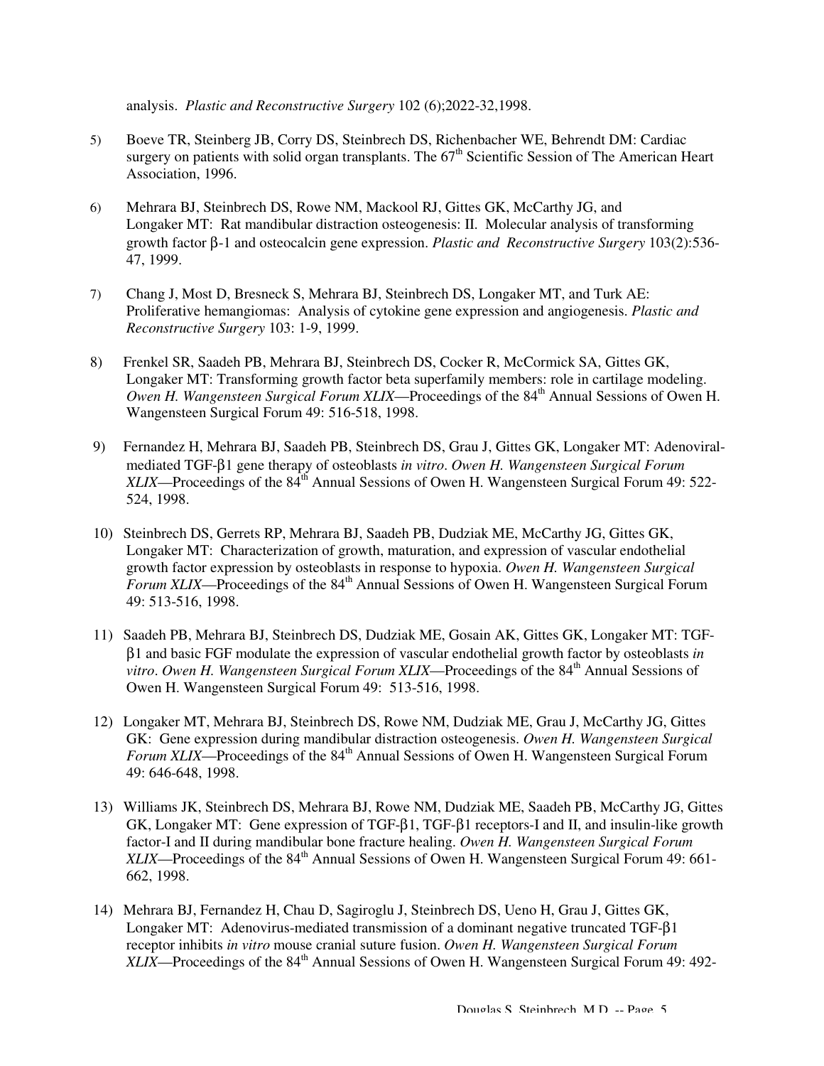analysis. *Plastic and Reconstructive Surgery* 102 (6);2022-32,1998.

5) Boeve TR, Steinberg JB, Corry DS, Steinbrech DS, Richenbacher WE, Behrendt DM: Cardiac surgery on patients with solid organ transplants. The 67th Scientific Session of The American Heart Association, 1996.

6) Mehrara BJ, Steinbrech DS, Rowe NM, Mackool RJ, Gittes GK, McCarthy JG, and Longaker MT: Rat mandibular distraction osteogenesis: II. Molecular analysis of transforming growth factor β-1 and osteocalcin gene expression. *Plastic and Reconstructive Surgery* 103(2):536-47, 1999.

7) Chang J, Most D, Bresneck S, Mehrara BJ, Steinbrech DS, Longaker MT, and Turk AE: Proliferative hemangiomas: Analysis of cytokine gene expression and angiogenesis. *Plastic and Reconstructive Surgery* 103: 1-9, 1999.

8) Frenkel SR, Saadeh PB, Mehrara BJ, Steinbrech DS, Cocker R, McCormick SA, Gittes GK, Longaker MT: Transforming growth factor beta superfamily members: role in cartilage modeling. *Owen H. Wangensteen Surgical Forum XLIX*—Proceedings of the 84th Annual Sessions of Owen H. Wangensteen Surgical Forum 49: 516-518, 1998.

9) Fernandez H, Mehrara BJ, Saadeh PB, Steinbrech DS, Grau J, Gittes GK, Longaker MT: Adenoviral-mediated TGF-β1 gene therapy of osteoblasts *in vitro*. *Owen H. Wangensteen Surgical Forum XLIX*—Proceedings of the 84th Annual Sessions of Owen H. Wangensteen Surgical Forum 49: 522-524, 1998.

10) Steinbrech DS, Gerrets RP, Mehrara BJ, Saadeh PB, Dudziak ME, McCarthy JG, Gittes GK, Longaker MT: Characterization of growth, maturation, and expression of vascular endothelial growth factor expression by osteoblasts in response to hypoxia. *Owen H. Wangensteen Surgical Forum XLIX*—Proceedings of the 84th Annual Sessions of Owen H. Wangensteen Surgical Forum 49: 513-516, 1998.

11) Saadeh PB, Mehrara BJ, Steinbrech DS, Dudziak ME, Gosain AK, Gittes GK, Longaker MT: TGF-β1 and basic FGF modulate the expression of vascular endothelial growth factor by osteoblasts *in vitro*. *Owen H. Wangensteen Surgical Forum XLIX*—Proceedings of the 84th Annual Sessions of Owen H. Wangensteen Surgical Forum 49: 513-516, 1998.

12) Longaker MT, Mehrara BJ, Steinbrech DS, Rowe NM, Dudziak ME, Grau J, McCarthy JG, Gittes GK: Gene expression during mandibular distraction osteogenesis. *Owen H. Wangensteen Surgical Forum XLIX*—Proceedings of the 84th Annual Sessions of Owen H. Wangensteen Surgical Forum 49: 646-648, 1998.

13) Williams JK, Steinbrech DS, Mehrara BJ, Rowe NM, Dudziak ME, Saadeh PB, McCarthy JG, Gittes GK, Longaker MT: Gene expression of TGF-β1, TGF-β1 receptors-I and II, and insulin-like growth factor-I and II during mandibular bone fracture healing. *Owen H. Wangensteen Surgical Forum XLIX*—Proceedings of the 84th Annual Sessions of Owen H. Wangensteen Surgical Forum 49: 661-662, 1998.

14) Mehrara BJ, Fernandez H, Chau D, Sagiroglu J, Steinbrech DS, Ueno H, Grau J, Gittes GK, Longaker MT: Adenovirus-mediated transmission of a dominant negative truncated TGF-β1 receptor inhibits *in vitro* mouse cranial suture fusion. *Owen H. Wangensteen Surgical Forum XLIX*—Proceedings of the 84th Annual Sessions of Owen H. Wangensteen Surgical Forum 49: 492-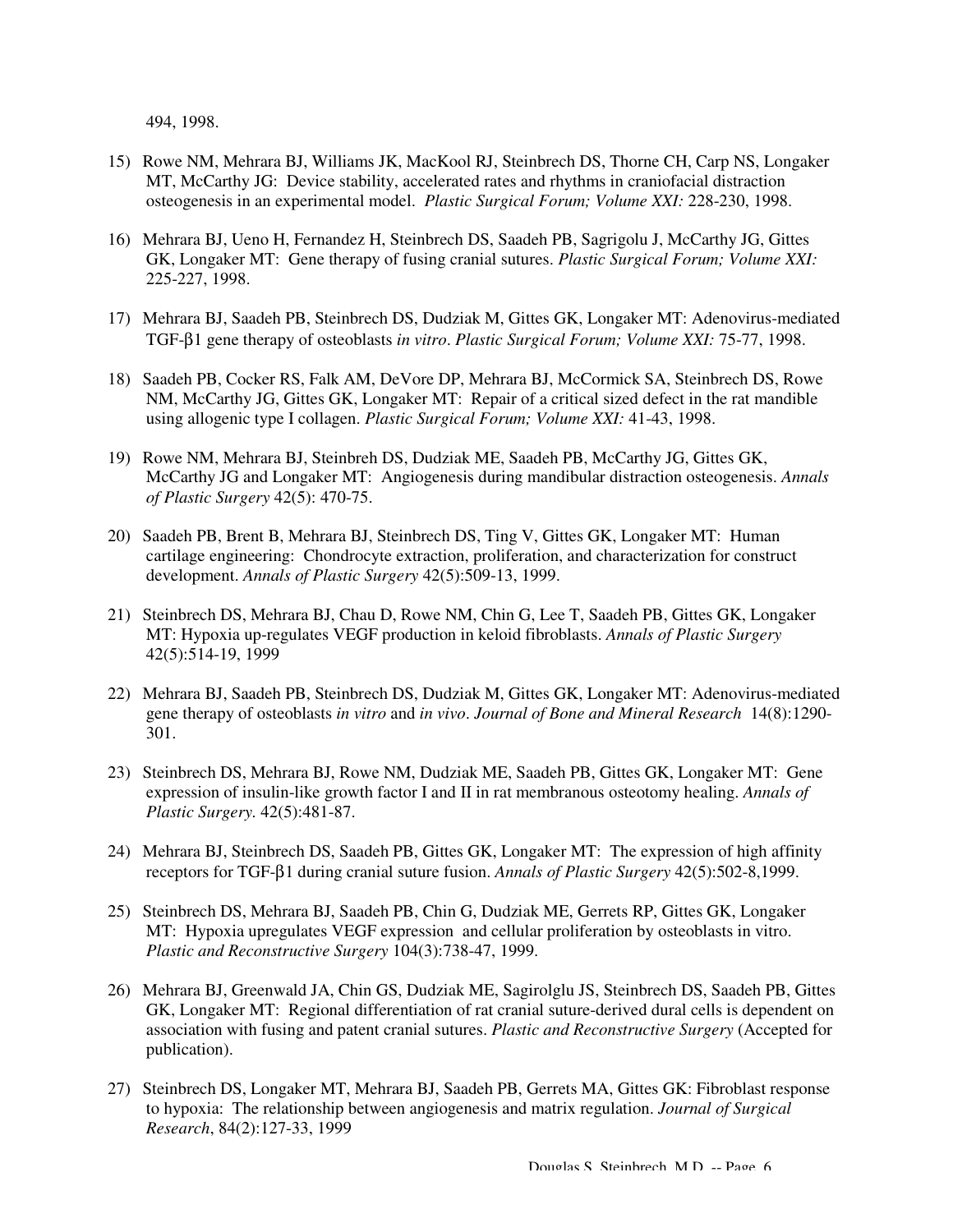494, 1998.

15) Rowe NM, Mehrara BJ, Williams JK, MacKool RJ, Steinbrech DS, Thorne CH, Carp NS, Longaker MT, McCarthy JG: Device stability, accelerated rates and rhythms in craniofacial distraction osteogenesis in an experimental model. *Plastic Surgical Forum; Volume XXI:* 228-230, 1998.

16) Mehrara BJ, Ueno H, Fernandez H, Steinbrech DS, Saadeh PB, Sagrigolu J, McCarthy JG, Gittes GK, Longaker MT: Gene therapy of fusing cranial sutures. *Plastic Surgical Forum; Volume XXI:* 225-227, 1998.

17) Mehrara BJ, Saadeh PB, Steinbrech DS, Dudziak M, Gittes GK, Longaker MT: Adenovirus-mediated TGF-β1 gene therapy of osteoblasts *in vitro*. *Plastic Surgical Forum; Volume XXI:* 75-77, 1998.

18) Saadeh PB, Cocker RS, Falk AM, DeVore DP, Mehrara BJ, McCormick SA, Steinbrech DS, Rowe NM, McCarthy JG, Gittes GK, Longaker MT: Repair of a critical sized defect in the rat mandible using allogenic type I collagen. *Plastic Surgical Forum; Volume XXI:* 41-43, 1998.

19) Rowe NM, Mehrara BJ, Steinbreh DS, Dudziak ME, Saadeh PB, McCarthy JG, Gittes GK, McCarthy JG and Longaker MT: Angiogenesis during mandibular distraction osteogenesis. *Annals of Plastic Surgery* 42(5): 470-75.

20) Saadeh PB, Brent B, Mehrara BJ, Steinbrech DS, Ting V, Gittes GK, Longaker MT: Human cartilage engineering: Chondrocyte extraction, proliferation, and characterization for construct development. *Annals of Plastic Surgery* 42(5):509-13, 1999.

21) Steinbrech DS, Mehrara BJ, Chau D, Rowe NM, Chin G, Lee T, Saadeh PB, Gittes GK, Longaker MT: Hypoxia up-regulates VEGF production in keloid fibroblasts. *Annals of Plastic Surgery* 42(5):514-19, 1999

22) Mehrara BJ, Saadeh PB, Steinbrech DS, Dudziak M, Gittes GK, Longaker MT: Adenovirus-mediated gene therapy of osteoblasts *in vitro* and *in vivo*. *Journal of Bone and Mineral Research* 14(8):1290-301.

23) Steinbrech DS, Mehrara BJ, Rowe NM, Dudziak ME, Saadeh PB, Gittes GK, Longaker MT: Gene expression of insulin-like growth factor I and II in rat membranous osteotomy healing. *Annals of Plastic Surgery.* 42(5):481-87.

24) Mehrara BJ, Steinbrech DS, Saadeh PB, Gittes GK, Longaker MT: The expression of high affinity receptors for TGF-β1 during cranial suture fusion. *Annals of Plastic Surgery* 42(5):502-8,1999.

25) Steinbrech DS, Mehrara BJ, Saadeh PB, Chin G, Dudziak ME, Gerrets RP, Gittes GK, Longaker MT: Hypoxia upregulates VEGF expression and cellular proliferation by osteoblasts in vitro. *Plastic and Reconstructive Surgery* 104(3):738-47, 1999.

26) Mehrara BJ, Greenwald JA, Chin GS, Dudziak ME, Sagirolglu JS, Steinbrech DS, Saadeh PB, Gittes GK, Longaker MT: Regional differentiation of rat cranial suture-derived dural cells is dependent on association with fusing and patent cranial sutures. *Plastic and Reconstructive Surgery* (Accepted for publication).

27) Steinbrech DS, Longaker MT, Mehrara BJ, Saadeh PB, Gerrets MA, Gittes GK: Fibroblast response to hypoxia: The relationship between angiogenesis and matrix regulation. *Journal of Surgical Research*, 84(2):127-33, 1999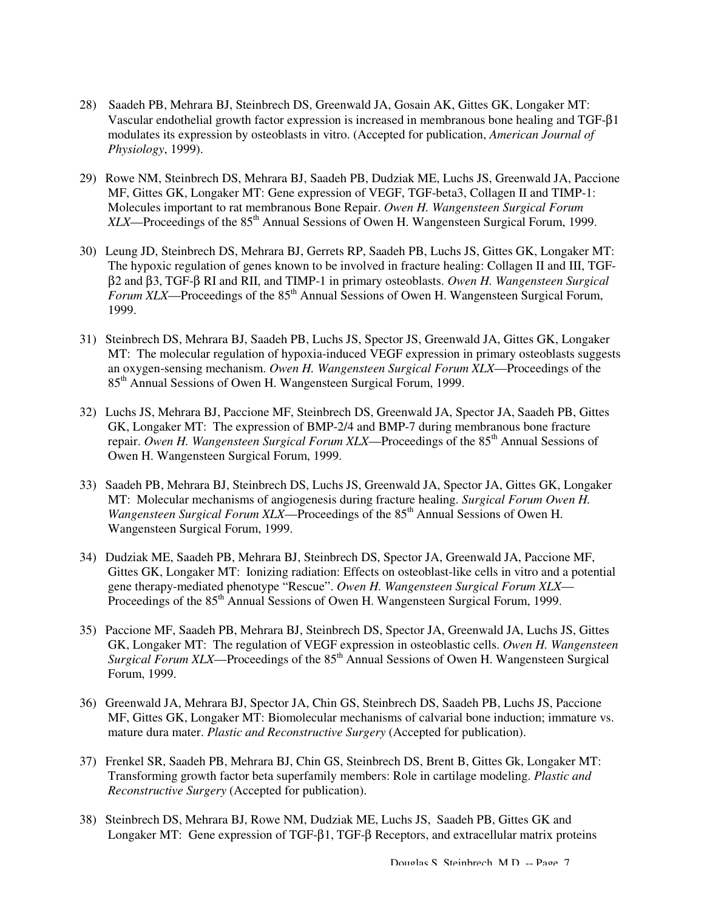28) Saadeh PB, Mehrara BJ, Steinbrech DS, Greenwald JA, Gosain AK, Gittes GK, Longaker MT: Vascular endothelial growth factor expression is increased in membranous bone healing and TGF-β1 modulates its expression by osteoblasts in vitro. (Accepted for publication, *American Journal of Physiology*, 1999).

29) Rowe NM, Steinbrech DS, Mehrara BJ, Saadeh PB, Dudziak ME, Luchs JS, Greenwald JA, Paccione MF, Gittes GK, Longaker MT: Gene expression of VEGF, TGF-beta3, Collagen II and TIMP-1: Molecules important to rat membranous Bone Repair. *Owen H. Wangensteen Surgical Forum XLX*—Proceedings of the 85th Annual Sessions of Owen H. Wangensteen Surgical Forum, 1999.

30) Leung JD, Steinbrech DS, Mehrara BJ, Gerrets RP, Saadeh PB, Luchs JS, Gittes GK, Longaker MT: The hypoxic regulation of genes known to be involved in fracture healing: Collagen II and III, TGF-β2 and β3, TGF-β RI and RII, and TIMP-1 in primary osteoblasts. *Owen H. Wangensteen Surgical Forum XLX*—Proceedings of the 85th Annual Sessions of Owen H. Wangensteen Surgical Forum, 1999.

31) Steinbrech DS, Mehrara BJ, Saadeh PB, Luchs JS, Spector JS, Greenwald JA, Gittes GK, Longaker MT: The molecular regulation of hypoxia-induced VEGF expression in primary osteoblasts suggests an oxygen-sensing mechanism. *Owen H. Wangensteen Surgical Forum XLX*—Proceedings of the 85th Annual Sessions of Owen H. Wangensteen Surgical Forum, 1999.

32) Luchs JS, Mehrara BJ, Paccione MF, Steinbrech DS, Greenwald JA, Spector JA, Saadeh PB, Gittes GK, Longaker MT: The expression of BMP-2/4 and BMP-7 during membranous bone fracture repair. *Owen H. Wangensteen Surgical Forum XLX*—Proceedings of the 85th Annual Sessions of Owen H. Wangensteen Surgical Forum, 1999.

33) Saadeh PB, Mehrara BJ, Steinbrech DS, Luchs JS, Greenwald JA, Spector JA, Gittes GK, Longaker MT: Molecular mechanisms of angiogenesis during fracture healing. *Surgical Forum Owen H. Wangensteen Surgical Forum XLX*—Proceedings of the 85th Annual Sessions of Owen H. Wangensteen Surgical Forum, 1999.

34) Dudziak ME, Saadeh PB, Mehrara BJ, Steinbrech DS, Spector JA, Greenwald JA, Paccione MF, Gittes GK, Longaker MT: Ionizing radiation: Effects on osteoblast-like cells in vitro and a potential gene therapy-mediated phenotype "Rescue". *Owen H. Wangensteen Surgical Forum XLX*—Proceedings of the 85th Annual Sessions of Owen H. Wangensteen Surgical Forum, 1999.

35) Paccione MF, Saadeh PB, Mehrara BJ, Steinbrech DS, Spector JA, Greenwald JA, Luchs JS, Gittes GK, Longaker MT: The regulation of VEGF expression in osteoblastic cells. *Owen H. Wangensteen Surgical Forum XLX*—Proceedings of the 85th Annual Sessions of Owen H. Wangensteen Surgical Forum, 1999.

36) Greenwald JA, Mehrara BJ, Spector JA, Chin GS, Steinbrech DS, Saadeh PB, Luchs JS, Paccione MF, Gittes GK, Longaker MT: Biomolecular mechanisms of calvarial bone induction; immature vs. mature dura mater. *Plastic and Reconstructive Surgery* (Accepted for publication).

37) Frenkel SR, Saadeh PB, Mehrara BJ, Chin GS, Steinbrech DS, Brent B, Gittes Gk, Longaker MT: Transforming growth factor beta superfamily members: Role in cartilage modeling. *Plastic and Reconstructive Surgery* (Accepted for publication).

38) Steinbrech DS, Mehrara BJ, Rowe NM, Dudziak ME, Luchs JS, Saadeh PB, Gittes GK and Longaker MT: Gene expression of TGF-β1, TGF-β Receptors, and extracellular matrix proteins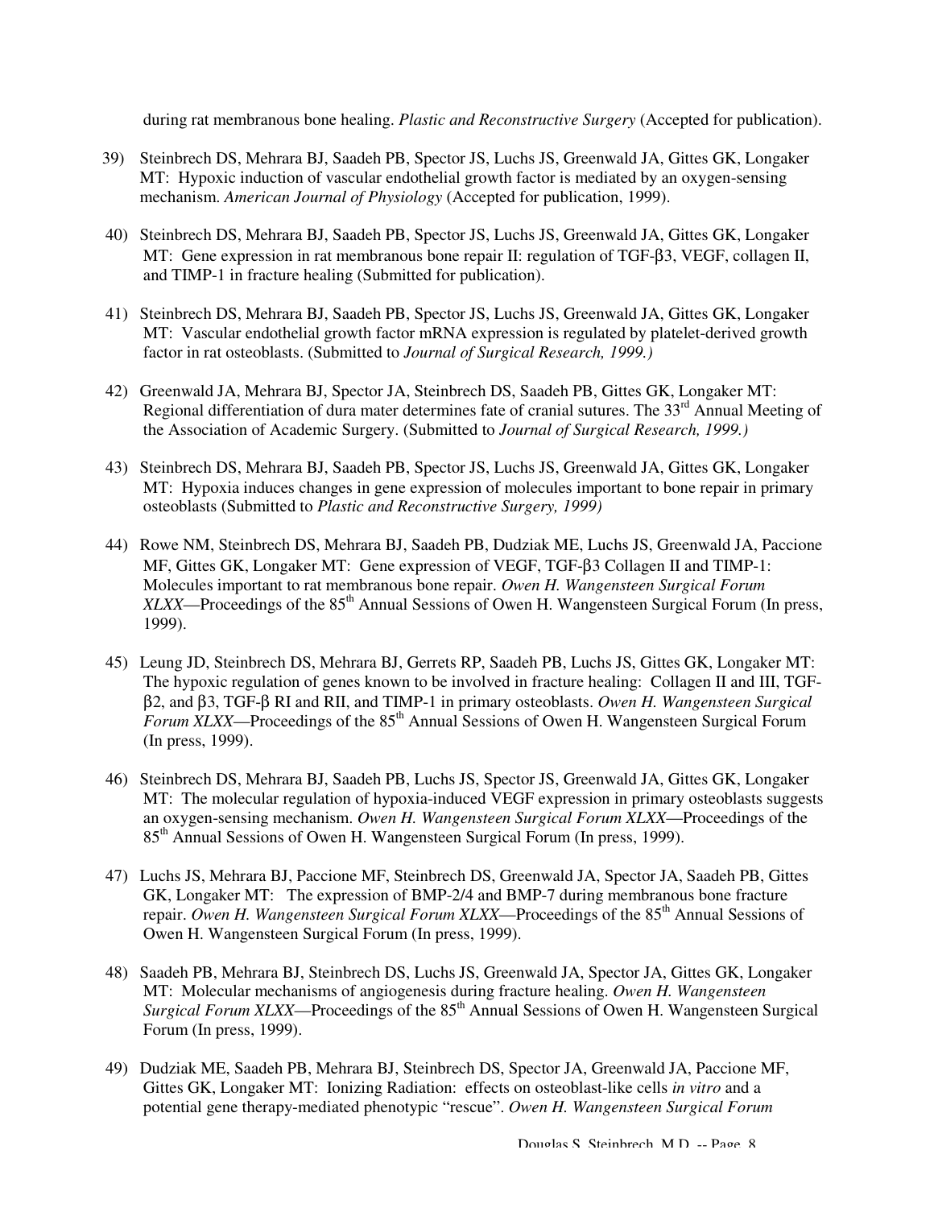during rat membranous bone healing. *Plastic and Reconstructive Surgery* (Accepted for publication).

39) Steinbrech DS, Mehrara BJ, Saadeh PB, Spector JS, Luchs JS, Greenwald JA, Gittes GK, Longaker MT: Hypoxic induction of vascular endothelial growth factor is mediated by an oxygen-sensing mechanism. *American Journal of Physiology* (Accepted for publication, 1999).

40) Steinbrech DS, Mehrara BJ, Saadeh PB, Spector JS, Luchs JS, Greenwald JA, Gittes GK, Longaker MT: Gene expression in rat membranous bone repair II: regulation of TGF-β3, VEGF, collagen II, and TIMP-1 in fracture healing (Submitted for publication).

41) Steinbrech DS, Mehrara BJ, Saadeh PB, Spector JS, Luchs JS, Greenwald JA, Gittes GK, Longaker MT: Vascular endothelial growth factor mRNA expression is regulated by platelet-derived growth factor in rat osteoblasts. (Submitted to *Journal of Surgical Research, 1999.)*

42) Greenwald JA, Mehrara BJ, Spector JA, Steinbrech DS, Saadeh PB, Gittes GK, Longaker MT: Regional differentiation of dura mater determines fate of cranial sutures. The 33rd Annual Meeting of the Association of Academic Surgery. (Submitted to *Journal of Surgical Research, 1999.)*

43) Steinbrech DS, Mehrara BJ, Saadeh PB, Spector JS, Luchs JS, Greenwald JA, Gittes GK, Longaker MT: Hypoxia induces changes in gene expression of molecules important to bone repair in primary osteoblasts (Submitted to *Plastic and Reconstructive Surgery, 1999)*

44) Rowe NM, Steinbrech DS, Mehrara BJ, Saadeh PB, Dudziak ME, Luchs JS, Greenwald JA, Paccione MF, Gittes GK, Longaker MT: Gene expression of VEGF, TGF-β3 Collagen II and TIMP-1: Molecules important to rat membranous bone repair. *Owen H. Wangensteen Surgical Forum XLXX*—Proceedings of the 85th Annual Sessions of Owen H. Wangensteen Surgical Forum (In press, 1999).

45) Leung JD, Steinbrech DS, Mehrara BJ, Gerrets RP, Saadeh PB, Luchs JS, Gittes GK, Longaker MT: The hypoxic regulation of genes known to be involved in fracture healing: Collagen II and III, TGF-β2, and β3, TGF-β RI and RII, and TIMP-1 in primary osteoblasts. *Owen H. Wangensteen Surgical Forum XLXX*—Proceedings of the 85th Annual Sessions of Owen H. Wangensteen Surgical Forum (In press, 1999).

46) Steinbrech DS, Mehrara BJ, Saadeh PB, Luchs JS, Spector JS, Greenwald JA, Gittes GK, Longaker MT: The molecular regulation of hypoxia-induced VEGF expression in primary osteoblasts suggests an oxygen-sensing mechanism. *Owen H. Wangensteen Surgical Forum XLXX*—Proceedings of the 85th Annual Sessions of Owen H. Wangensteen Surgical Forum (In press, 1999).

47) Luchs JS, Mehrara BJ, Paccione MF, Steinbrech DS, Greenwald JA, Spector JA, Saadeh PB, Gittes GK, Longaker MT: The expression of BMP-2/4 and BMP-7 during membranous bone fracture repair. *Owen H. Wangensteen Surgical Forum XLXX*—Proceedings of the 85th Annual Sessions of Owen H. Wangensteen Surgical Forum (In press, 1999).

48) Saadeh PB, Mehrara BJ, Steinbrech DS, Luchs JS, Greenwald JA, Spector JA, Gittes GK, Longaker MT: Molecular mechanisms of angiogenesis during fracture healing. *Owen H. Wangensteen Surgical Forum XLXX*—Proceedings of the 85th Annual Sessions of Owen H. Wangensteen Surgical Forum (In press, 1999).

49) Dudziak ME, Saadeh PB, Mehrara BJ, Steinbrech DS, Spector JA, Greenwald JA, Paccione MF, Gittes GK, Longaker MT: Ionizing Radiation: effects on osteoblast-like cells *in vitro* and a potential gene therapy-mediated phenotypic "rescue". *Owen H. Wangensteen Surgical Forum*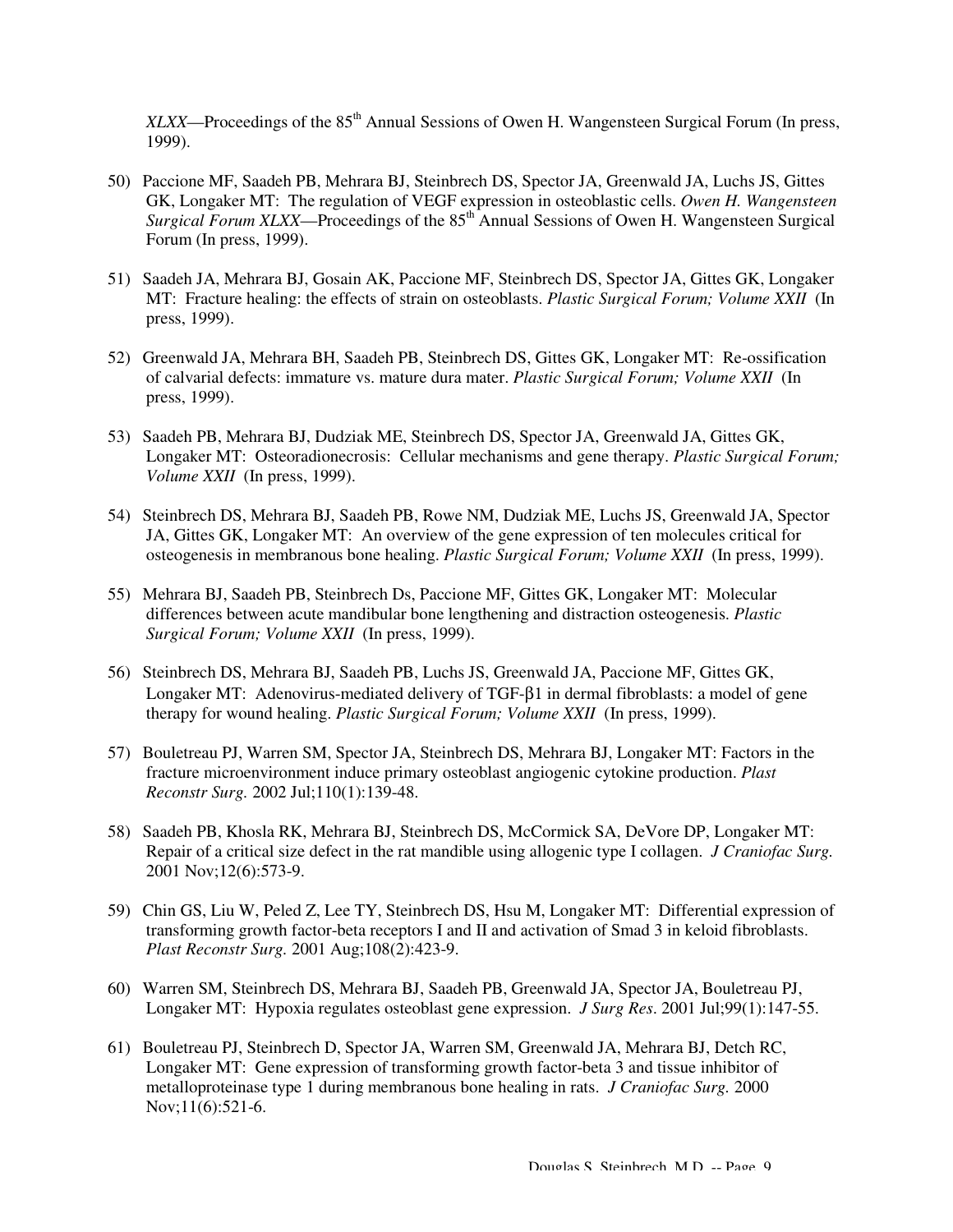*XLXX*—Proceedings of the 85th Annual Sessions of Owen H. Wangensteen Surgical Forum (In press, 1999).

50) Paccione MF, Saadeh PB, Mehrara BJ, Steinbrech DS, Spector JA, Greenwald JA, Luchs JS, Gittes GK, Longaker MT: The regulation of VEGF expression in osteoblastic cells. *Owen H. Wangensteen Surgical Forum XLXX*—Proceedings of the 85th Annual Sessions of Owen H. Wangensteen Surgical Forum (In press, 1999).

51) Saadeh JA, Mehrara BJ, Gosain AK, Paccione MF, Steinbrech DS, Spector JA, Gittes GK, Longaker MT: Fracture healing: the effects of strain on osteoblasts. *Plastic Surgical Forum; Volume XXII* (In press, 1999).

52) Greenwald JA, Mehrara BH, Saadeh PB, Steinbrech DS, Gittes GK, Longaker MT: Re-ossification of calvarial defects: immature vs. mature dura mater. *Plastic Surgical Forum; Volume XXII* (In press, 1999).

53) Saadeh PB, Mehrara BJ, Dudziak ME, Steinbrech DS, Spector JA, Greenwald JA, Gittes GK, Longaker MT: Osteoradionecrosis: Cellular mechanisms and gene therapy. *Plastic Surgical Forum; Volume XXII* (In press, 1999).

54) Steinbrech DS, Mehrara BJ, Saadeh PB, Rowe NM, Dudziak ME, Luchs JS, Greenwald JA, Spector JA, Gittes GK, Longaker MT: An overview of the gene expression of ten molecules critical for osteogenesis in membranous bone healing. *Plastic Surgical Forum; Volume XXII* (In press, 1999).

55) Mehrara BJ, Saadeh PB, Steinbrech Ds, Paccione MF, Gittes GK, Longaker MT: Molecular differences between acute mandibular bone lengthening and distraction osteogenesis. *Plastic Surgical Forum; Volume XXII* (In press, 1999).

56) Steinbrech DS, Mehrara BJ, Saadeh PB, Luchs JS, Greenwald JA, Paccione MF, Gittes GK, Longaker MT: Adenovirus-mediated delivery of TGF-β1 in dermal fibroblasts: a model of gene therapy for wound healing. *Plastic Surgical Forum; Volume XXII* (In press, 1999).

57) Bouletreau PJ, Warren SM, Spector JA, Steinbrech DS, Mehrara BJ, Longaker MT: Factors in the fracture microenvironment induce primary osteoblast angiogenic cytokine production. *Plast Reconstr Surg.* 2002 Jul;110(1):139-48.

58) Saadeh PB, Khosla RK, Mehrara BJ, Steinbrech DS, McCormick SA, DeVore DP, Longaker MT: Repair of a critical size defect in the rat mandible using allogenic type I collagen. *J Craniofac Surg.* 2001 Nov;12(6):573-9.

59) Chin GS, Liu W, Peled Z, Lee TY, Steinbrech DS, Hsu M, Longaker MT: Differential expression of transforming growth factor-beta receptors I and II and activation of Smad 3 in keloid fibroblasts. *Plast Reconstr Surg.* 2001 Aug;108(2):423-9.

60) Warren SM, Steinbrech DS, Mehrara BJ, Saadeh PB, Greenwald JA, Spector JA, Bouletreau PJ, Longaker MT: Hypoxia regulates osteoblast gene expression. *J Surg Res*. 2001 Jul;99(1):147-55.

61) Bouletreau PJ, Steinbrech D, Spector JA, Warren SM, Greenwald JA, Mehrara BJ, Detch RC, Longaker MT: Gene expression of transforming growth factor-beta 3 and tissue inhibitor of metalloproteinase type 1 during membranous bone healing in rats. *J Craniofac Surg.* 2000 Nov;11(6):521-6.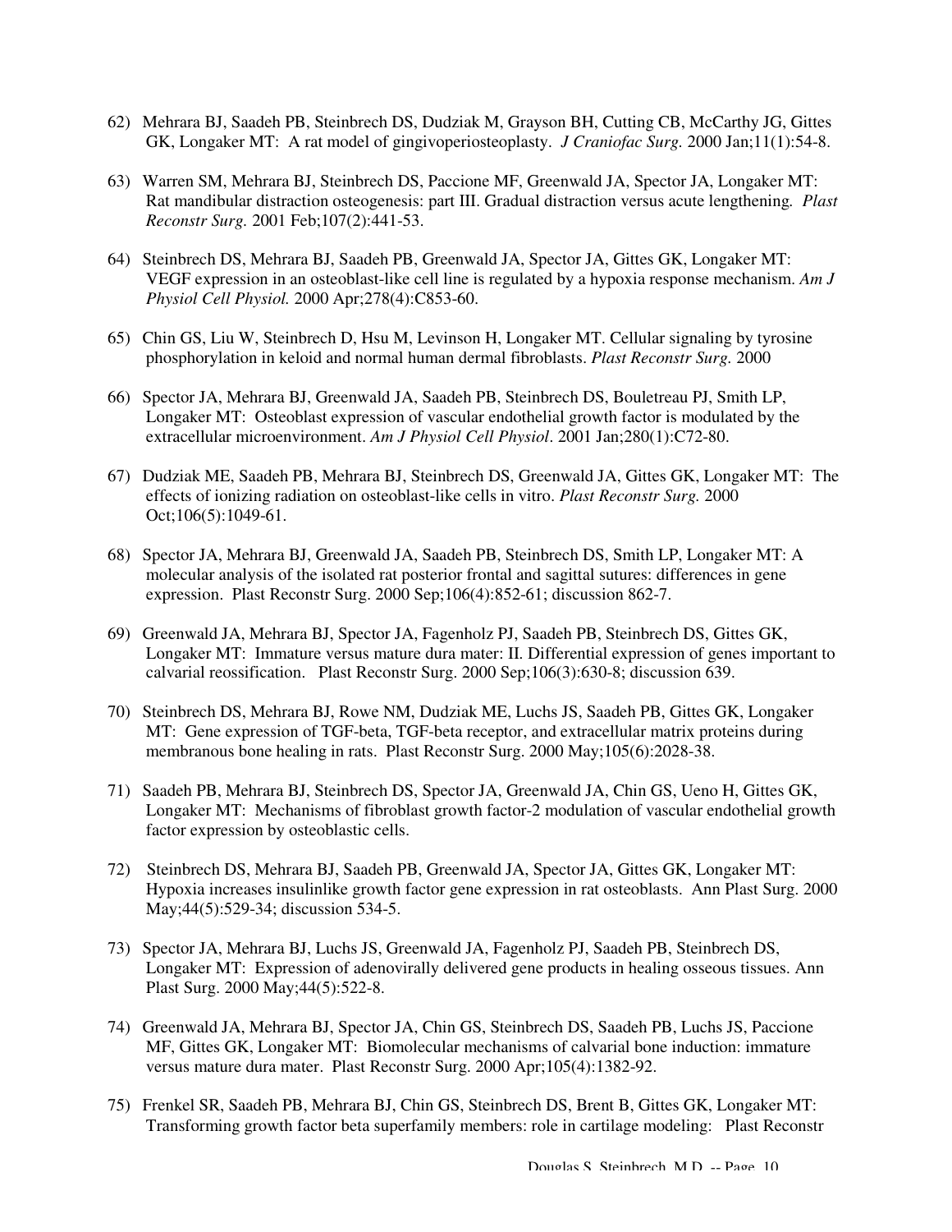62) Mehrara BJ, Saadeh PB, Steinbrech DS, Dudziak M, Grayson BH, Cutting CB, McCarthy JG, Gittes GK, Longaker MT: A rat model of gingivoperiosteoplasty. *J Craniofac Surg.* 2000 Jan;11(1):54-8.

63) Warren SM, Mehrara BJ, Steinbrech DS, Paccione MF, Greenwald JA, Spector JA, Longaker MT: Rat mandibular distraction osteogenesis: part III. Gradual distraction versus acute lengthening. *Plast Reconstr Surg.* 2001 Feb;107(2):441-53.

64) Steinbrech DS, Mehrara BJ, Saadeh PB, Greenwald JA, Spector JA, Gittes GK, Longaker MT: VEGF expression in an osteoblast-like cell line is regulated by a hypoxia response mechanism. *Am J Physiol Cell Physiol.* 2000 Apr;278(4):C853-60.

65) Chin GS, Liu W, Steinbrech D, Hsu M, Levinson H, Longaker MT. Cellular signaling by tyrosine phosphorylation in keloid and normal human dermal fibroblasts. *Plast Reconstr Surg.* 2000

66) Spector JA, Mehrara BJ, Greenwald JA, Saadeh PB, Steinbrech DS, Bouletreau PJ, Smith LP, Longaker MT: Osteoblast expression of vascular endothelial growth factor is modulated by the extracellular microenvironment. *Am J Physiol Cell Physiol*. 2001 Jan;280(1):C72-80.

67) Dudziak ME, Saadeh PB, Mehrara BJ, Steinbrech DS, Greenwald JA, Gittes GK, Longaker MT: The effects of ionizing radiation on osteoblast-like cells in vitro. *Plast Reconstr Surg.* 2000 Oct;106(5):1049-61.

68) Spector JA, Mehrara BJ, Greenwald JA, Saadeh PB, Steinbrech DS, Smith LP, Longaker MT: A molecular analysis of the isolated rat posterior frontal and sagittal sutures: differences in gene expression. Plast Reconstr Surg. 2000 Sep;106(4):852-61; discussion 862-7.

69) Greenwald JA, Mehrara BJ, Spector JA, Fagenholz PJ, Saadeh PB, Steinbrech DS, Gittes GK, Longaker MT: Immature versus mature dura mater: II. Differential expression of genes important to calvarial reossification. Plast Reconstr Surg. 2000 Sep;106(3):630-8; discussion 639.

70) Steinbrech DS, Mehrara BJ, Rowe NM, Dudziak ME, Luchs JS, Saadeh PB, Gittes GK, Longaker MT: Gene expression of TGF-beta, TGF-beta receptor, and extracellular matrix proteins during membranous bone healing in rats. Plast Reconstr Surg. 2000 May;105(6):2028-38.

71) Saadeh PB, Mehrara BJ, Steinbrech DS, Spector JA, Greenwald JA, Chin GS, Ueno H, Gittes GK, Longaker MT: Mechanisms of fibroblast growth factor-2 modulation of vascular endothelial growth factor expression by osteoblastic cells.

72) Steinbrech DS, Mehrara BJ, Saadeh PB, Greenwald JA, Spector JA, Gittes GK, Longaker MT: Hypoxia increases insulinlike growth factor gene expression in rat osteoblasts. Ann Plast Surg. 2000 May;44(5):529-34; discussion 534-5.

73) Spector JA, Mehrara BJ, Luchs JS, Greenwald JA, Fagenholz PJ, Saadeh PB, Steinbrech DS, Longaker MT: Expression of adenovirally delivered gene products in healing osseous tissues. Ann Plast Surg. 2000 May;44(5):522-8.

74) Greenwald JA, Mehrara BJ, Spector JA, Chin GS, Steinbrech DS, Saadeh PB, Luchs JS, Paccione MF, Gittes GK, Longaker MT: Biomolecular mechanisms of calvarial bone induction: immature versus mature dura mater. Plast Reconstr Surg. 2000 Apr;105(4):1382-92.

75) Frenkel SR, Saadeh PB, Mehrara BJ, Chin GS, Steinbrech DS, Brent B, Gittes GK, Longaker MT: Transforming growth factor beta superfamily members: role in cartilage modeling: Plast Reconstr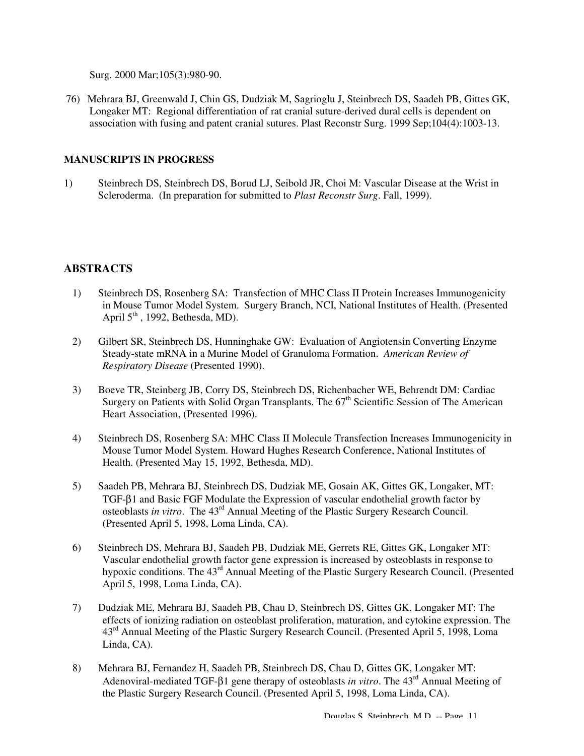Surg. 2000 Mar;105(3):980-90.

76) Mehrara BJ, Greenwald J, Chin GS, Dudziak M, Sagrioglu J, Steinbrech DS, Saadeh PB, Gittes GK, Longaker MT: Regional differentiation of rat cranial suture-derived dural cells is dependent on association with fusing and patent cranial sutures. Plast Reconstr Surg. 1999 Sep;104(4):1003-13.

**MANUSCRIPTS IN PROGRESS**

1) Steinbrech DS, Steinbrech DS, Borud LJ, Seibold JR, Choi M: Vascular Disease at the Wrist in Scleroderma. (In preparation for submitted to *Plast Reconstr Surg*. Fall, 1999).

## ABSTRACTS

1) Steinbrech DS, Rosenberg SA: Transfection of MHC Class II Protein Increases Immunogenicity in Mouse Tumor Model System. Surgery Branch, NCI, National Institutes of Health. (Presented April 5th , 1992, Bethesda, MD).

2) Gilbert SR, Steinbrech DS, Hunninghake GW: Evaluation of Angiotensin Converting Enzyme Steady-state mRNA in a Murine Model of Granuloma Formation. *American Review of Respiratory Disease* (Presented 1990).

3) Boeve TR, Steinberg JB, Corry DS, Steinbrech DS, Richenbacher WE, Behrendt DM: Cardiac Surgery on Patients with Solid Organ Transplants. The 67th Scientific Session of The American Heart Association, (Presented 1996).

4) Steinbrech DS, Rosenberg SA: MHC Class II Molecule Transfection Increases Immunogenicity in Mouse Tumor Model System. Howard Hughes Research Conference, National Institutes of Health. (Presented May 15, 1992, Bethesda, MD).

5) Saadeh PB, Mehrara BJ, Steinbrech DS, Dudziak ME, Gosain AK, Gittes GK, Longaker, MT: TGF-β1 and Basic FGF Modulate the Expression of vascular endothelial growth factor by osteoblasts *in vitro*. The 43rd Annual Meeting of the Plastic Surgery Research Council. (Presented April 5, 1998, Loma Linda, CA).

6) Steinbrech DS, Mehrara BJ, Saadeh PB, Dudziak ME, Gerrets RE, Gittes GK, Longaker MT: Vascular endothelial growth factor gene expression is increased by osteoblasts in response to hypoxic conditions. The 43rd Annual Meeting of the Plastic Surgery Research Council. (Presented April 5, 1998, Loma Linda, CA).

7) Dudziak ME, Mehrara BJ, Saadeh PB, Chau D, Steinbrech DS, Gittes GK, Longaker MT: The effects of ionizing radiation on osteoblast proliferation, maturation, and cytokine expression. The 43rd Annual Meeting of the Plastic Surgery Research Council. (Presented April 5, 1998, Loma Linda, CA).

8) Mehrara BJ, Fernandez H, Saadeh PB, Steinbrech DS, Chau D, Gittes GK, Longaker MT: Adenoviral-mediated TGF-β1 gene therapy of osteoblasts *in vitro*. The 43rd Annual Meeting of the Plastic Surgery Research Council. (Presented April 5, 1998, Loma Linda, CA).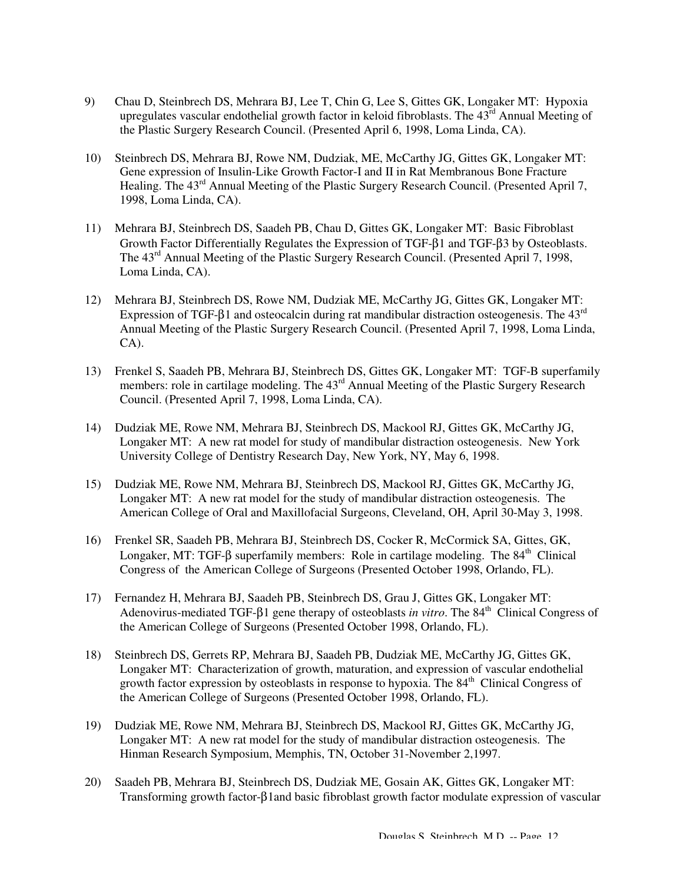9) Chau D, Steinbrech DS, Mehrara BJ, Lee T, Chin G, Lee S, Gittes GK, Longaker MT: Hypoxia upregulates vascular endothelial growth factor in keloid fibroblasts. The 43rd Annual Meeting of the Plastic Surgery Research Council. (Presented April 6, 1998, Loma Linda, CA).

10) Steinbrech DS, Mehrara BJ, Rowe NM, Dudziak, ME, McCarthy JG, Gittes GK, Longaker MT: Gene expression of Insulin-Like Growth Factor-I and II in Rat Membranous Bone Fracture Healing. The 43rd Annual Meeting of the Plastic Surgery Research Council. (Presented April 7, 1998, Loma Linda, CA).

11) Mehrara BJ, Steinbrech DS, Saadeh PB, Chau D, Gittes GK, Longaker MT: Basic Fibroblast Growth Factor Differentially Regulates the Expression of TGF-β1 and TGF-β3 by Osteoblasts. The 43rd Annual Meeting of the Plastic Surgery Research Council. (Presented April 7, 1998, Loma Linda, CA).

12) Mehrara BJ, Steinbrech DS, Rowe NM, Dudziak ME, McCarthy JG, Gittes GK, Longaker MT: Expression of TGF-β1 and osteocalcin during rat mandibular distraction osteogenesis. The 43rd Annual Meeting of the Plastic Surgery Research Council. (Presented April 7, 1998, Loma Linda, CA).

13) Frenkel S, Saadeh PB, Mehrara BJ, Steinbrech DS, Gittes GK, Longaker MT: TGF-B superfamily members: role in cartilage modeling. The 43rd Annual Meeting of the Plastic Surgery Research Council. (Presented April 7, 1998, Loma Linda, CA).

14) Dudziak ME, Rowe NM, Mehrara BJ, Steinbrech DS, Mackool RJ, Gittes GK, McCarthy JG, Longaker MT: A new rat model for study of mandibular distraction osteogenesis. New York University College of Dentistry Research Day, New York, NY, May 6, 1998.

15) Dudziak ME, Rowe NM, Mehrara BJ, Steinbrech DS, Mackool RJ, Gittes GK, McCarthy JG, Longaker MT: A new rat model for the study of mandibular distraction osteogenesis. The American College of Oral and Maxillofacial Surgeons, Cleveland, OH, April 30-May 3, 1998.

16) Frenkel SR, Saadeh PB, Mehrara BJ, Steinbrech DS, Cocker R, McCormick SA, Gittes, GK, Longaker, MT: TGF-β superfamily members: Role in cartilage modeling. The 84th Clinical Congress of the American College of Surgeons (Presented October 1998, Orlando, FL).

17) Fernandez H, Mehrara BJ, Saadeh PB, Steinbrech DS, Grau J, Gittes GK, Longaker MT: Adenovirus-mediated TGF-β1 gene therapy of osteoblasts *in vitro*. The 84th Clinical Congress of the American College of Surgeons (Presented October 1998, Orlando, FL).

18) Steinbrech DS, Gerrets RP, Mehrara BJ, Saadeh PB, Dudziak ME, McCarthy JG, Gittes GK, Longaker MT: Characterization of growth, maturation, and expression of vascular endothelial growth factor expression by osteoblasts in response to hypoxia. The 84th Clinical Congress of the American College of Surgeons (Presented October 1998, Orlando, FL).

19) Dudziak ME, Rowe NM, Mehrara BJ, Steinbrech DS, Mackool RJ, Gittes GK, McCarthy JG, Longaker MT: A new rat model for the study of mandibular distraction osteogenesis. The Hinman Research Symposium, Memphis, TN, October 31-November 2,1997.

20) Saadeh PB, Mehrara BJ, Steinbrech DS, Dudziak ME, Gosain AK, Gittes GK, Longaker MT: Transforming growth factor-β1and basic fibroblast growth factor modulate expression of vascular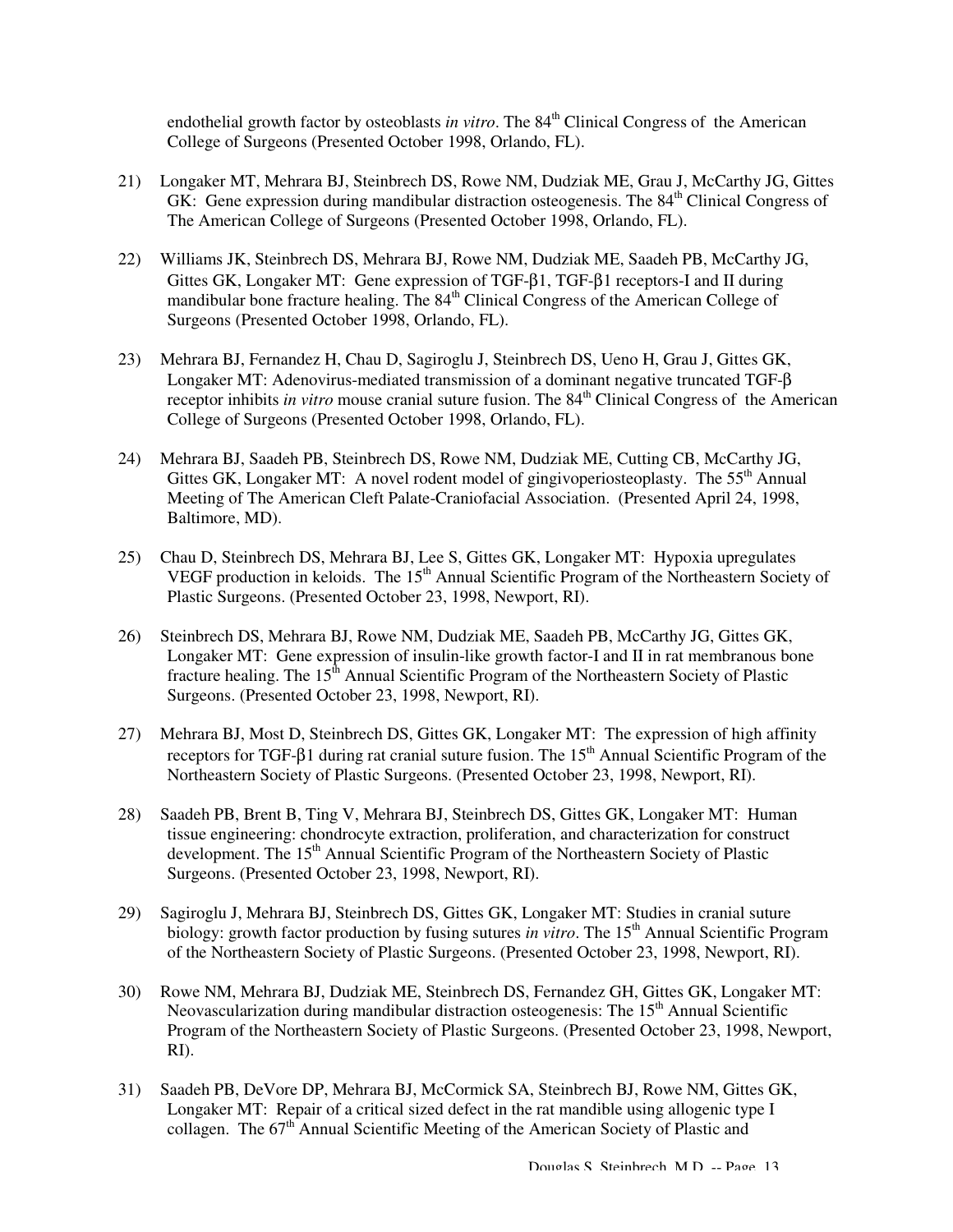endothelial growth factor by osteoblasts *in vitro*. The 84th Clinical Congress of the American College of Surgeons (Presented October 1998, Orlando, FL).

21) Longaker MT, Mehrara BJ, Steinbrech DS, Rowe NM, Dudziak ME, Grau J, McCarthy JG, Gittes GK: Gene expression during mandibular distraction osteogenesis. The 84th Clinical Congress of The American College of Surgeons (Presented October 1998, Orlando, FL).

22) Williams JK, Steinbrech DS, Mehrara BJ, Rowe NM, Dudziak ME, Saadeh PB, McCarthy JG, Gittes GK, Longaker MT: Gene expression of TGF-β1, TGF-β1 receptors-I and II during mandibular bone fracture healing. The 84th Clinical Congress of the American College of Surgeons (Presented October 1998, Orlando, FL).

23) Mehrara BJ, Fernandez H, Chau D, Sagiroglu J, Steinbrech DS, Ueno H, Grau J, Gittes GK, Longaker MT: Adenovirus-mediated transmission of a dominant negative truncated TGF-β receptor inhibits *in vitro* mouse cranial suture fusion. The 84th Clinical Congress of the American College of Surgeons (Presented October 1998, Orlando, FL).

24) Mehrara BJ, Saadeh PB, Steinbrech DS, Rowe NM, Dudziak ME, Cutting CB, McCarthy JG, Gittes GK, Longaker MT: A novel rodent model of gingivoperiosteoplasty. The 55th Annual Meeting of The American Cleft Palate-Craniofacial Association. (Presented April 24, 1998, Baltimore, MD).

25) Chau D, Steinbrech DS, Mehrara BJ, Lee S, Gittes GK, Longaker MT: Hypoxia upregulates VEGF production in keloids. The 15th Annual Scientific Program of the Northeastern Society of Plastic Surgeons. (Presented October 23, 1998, Newport, RI).

26) Steinbrech DS, Mehrara BJ, Rowe NM, Dudziak ME, Saadeh PB, McCarthy JG, Gittes GK, Longaker MT: Gene expression of insulin-like growth factor-I and II in rat membranous bone fracture healing. The 15th Annual Scientific Program of the Northeastern Society of Plastic Surgeons. (Presented October 23, 1998, Newport, RI).

27) Mehrara BJ, Most D, Steinbrech DS, Gittes GK, Longaker MT: The expression of high affinity receptors for TGF-β1 during rat cranial suture fusion. The 15th Annual Scientific Program of the Northeastern Society of Plastic Surgeons. (Presented October 23, 1998, Newport, RI).

28) Saadeh PB, Brent B, Ting V, Mehrara BJ, Steinbrech DS, Gittes GK, Longaker MT: Human tissue engineering: chondrocyte extraction, proliferation, and characterization for construct development. The 15th Annual Scientific Program of the Northeastern Society of Plastic Surgeons. (Presented October 23, 1998, Newport, RI).

29) Sagiroglu J, Mehrara BJ, Steinbrech DS, Gittes GK, Longaker MT: Studies in cranial suture biology: growth factor production by fusing sutures *in vitro*. The 15th Annual Scientific Program of the Northeastern Society of Plastic Surgeons. (Presented October 23, 1998, Newport, RI).

30) Rowe NM, Mehrara BJ, Dudziak ME, Steinbrech DS, Fernandez GH, Gittes GK, Longaker MT: Neovascularization during mandibular distraction osteogenesis: The 15th Annual Scientific Program of the Northeastern Society of Plastic Surgeons. (Presented October 23, 1998, Newport, RI).

31) Saadeh PB, DeVore DP, Mehrara BJ, McCormick SA, Steinbrech BJ, Rowe NM, Gittes GK, Longaker MT: Repair of a critical sized defect in the rat mandible using allogenic type I collagen. The 67th Annual Scientific Meeting of the American Society of Plastic and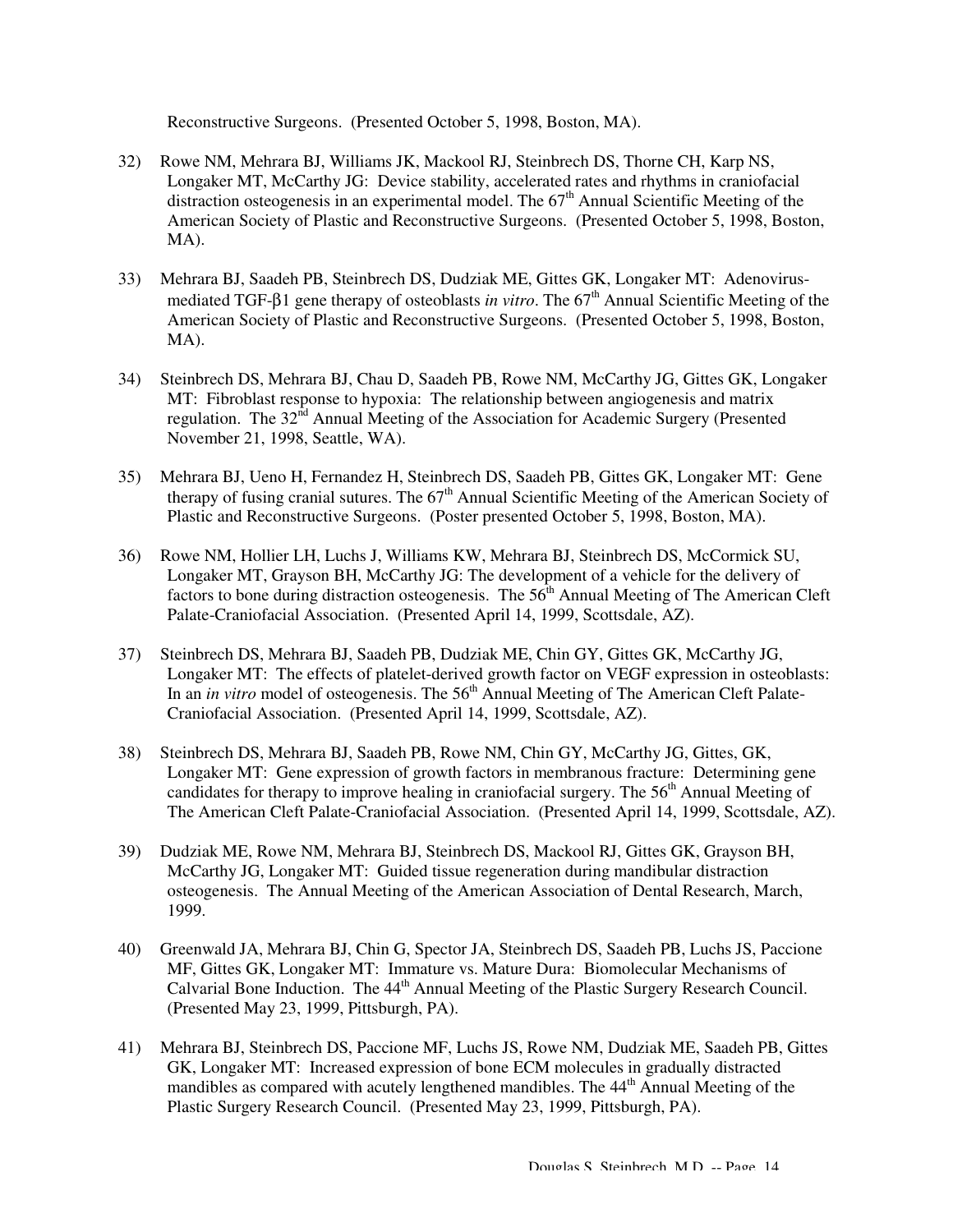Reconstructive Surgeons. (Presented October 5, 1998, Boston, MA).

32) Rowe NM, Mehrara BJ, Williams JK, Mackool RJ, Steinbrech DS, Thorne CH, Karp NS, Longaker MT, McCarthy JG: Device stability, accelerated rates and rhythms in craniofacial distraction osteogenesis in an experimental model. The 67th Annual Scientific Meeting of the American Society of Plastic and Reconstructive Surgeons. (Presented October 5, 1998, Boston, MA).

33) Mehrara BJ, Saadeh PB, Steinbrech DS, Dudziak ME, Gittes GK, Longaker MT: Adenovirus-mediated TGF-β1 gene therapy of osteoblasts *in vitro*. The 67th Annual Scientific Meeting of the American Society of Plastic and Reconstructive Surgeons. (Presented October 5, 1998, Boston, MA).

34) Steinbrech DS, Mehrara BJ, Chau D, Saadeh PB, Rowe NM, McCarthy JG, Gittes GK, Longaker MT: Fibroblast response to hypoxia: The relationship between angiogenesis and matrix regulation. The 32nd Annual Meeting of the Association for Academic Surgery (Presented November 21, 1998, Seattle, WA).

35) Mehrara BJ, Ueno H, Fernandez H, Steinbrech DS, Saadeh PB, Gittes GK, Longaker MT: Gene therapy of fusing cranial sutures. The 67th Annual Scientific Meeting of the American Society of Plastic and Reconstructive Surgeons. (Poster presented October 5, 1998, Boston, MA).

36) Rowe NM, Hollier LH, Luchs J, Williams KW, Mehrara BJ, Steinbrech DS, McCormick SU, Longaker MT, Grayson BH, McCarthy JG: The development of a vehicle for the delivery of factors to bone during distraction osteogenesis. The 56th Annual Meeting of The American Cleft Palate-Craniofacial Association. (Presented April 14, 1999, Scottsdale, AZ).

37) Steinbrech DS, Mehrara BJ, Saadeh PB, Dudziak ME, Chin GY, Gittes GK, McCarthy JG, Longaker MT: The effects of platelet-derived growth factor on VEGF expression in osteoblasts: In an *in vitro* model of osteogenesis. The 56th Annual Meeting of The American Cleft Palate-Craniofacial Association. (Presented April 14, 1999, Scottsdale, AZ).

38) Steinbrech DS, Mehrara BJ, Saadeh PB, Rowe NM, Chin GY, McCarthy JG, Gittes, GK, Longaker MT: Gene expression of growth factors in membranous fracture: Determining gene candidates for therapy to improve healing in craniofacial surgery. The 56th Annual Meeting of The American Cleft Palate-Craniofacial Association. (Presented April 14, 1999, Scottsdale, AZ).

39) Dudziak ME, Rowe NM, Mehrara BJ, Steinbrech DS, Mackool RJ, Gittes GK, Grayson BH, McCarthy JG, Longaker MT: Guided tissue regeneration during mandibular distraction osteogenesis. The Annual Meeting of the American Association of Dental Research, March, 1999.

40) Greenwald JA, Mehrara BJ, Chin G, Spector JA, Steinbrech DS, Saadeh PB, Luchs JS, Paccione MF, Gittes GK, Longaker MT: Immature vs. Mature Dura: Biomolecular Mechanisms of Calvarial Bone Induction. The 44th Annual Meeting of the Plastic Surgery Research Council. (Presented May 23, 1999, Pittsburgh, PA).

41) Mehrara BJ, Steinbrech DS, Paccione MF, Luchs JS, Rowe NM, Dudziak ME, Saadeh PB, Gittes GK, Longaker MT: Increased expression of bone ECM molecules in gradually distracted mandibles as compared with acutely lengthened mandibles. The 44th Annual Meeting of the Plastic Surgery Research Council. (Presented May 23, 1999, Pittsburgh, PA).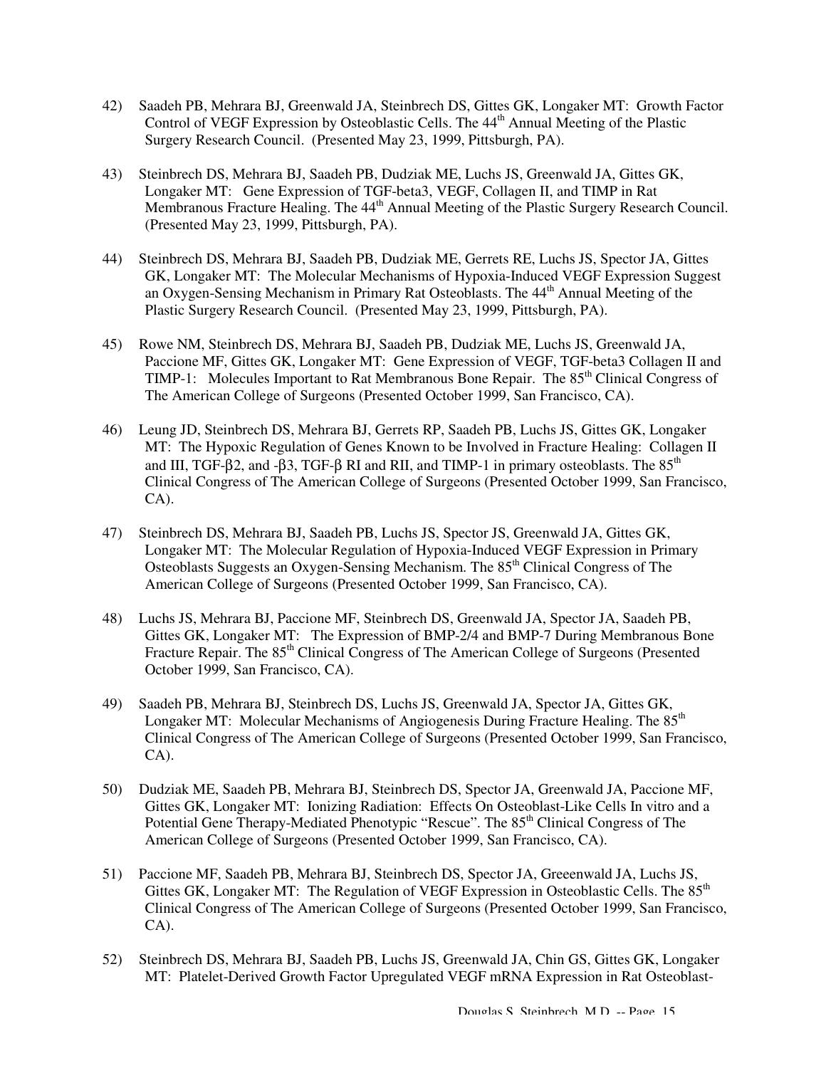42) Saadeh PB, Mehrara BJ, Greenwald JA, Steinbrech DS, Gittes GK, Longaker MT: Growth Factor Control of VEGF Expression by Osteoblastic Cells. The 44th Annual Meeting of the Plastic Surgery Research Council. (Presented May 23, 1999, Pittsburgh, PA).

43) Steinbrech DS, Mehrara BJ, Saadeh PB, Dudziak ME, Luchs JS, Greenwald JA, Gittes GK, Longaker MT: Gene Expression of TGF-beta3, VEGF, Collagen II, and TIMP in Rat Membranous Fracture Healing. The 44th Annual Meeting of the Plastic Surgery Research Council. (Presented May 23, 1999, Pittsburgh, PA).

44) Steinbrech DS, Mehrara BJ, Saadeh PB, Dudziak ME, Gerrets RE, Luchs JS, Spector JA, Gittes GK, Longaker MT: The Molecular Mechanisms of Hypoxia-Induced VEGF Expression Suggest an Oxygen-Sensing Mechanism in Primary Rat Osteoblasts. The 44th Annual Meeting of the Plastic Surgery Research Council. (Presented May 23, 1999, Pittsburgh, PA).

45) Rowe NM, Steinbrech DS, Mehrara BJ, Saadeh PB, Dudziak ME, Luchs JS, Greenwald JA, Paccione MF, Gittes GK, Longaker MT: Gene Expression of VEGF, TGF-beta3 Collagen II and TIMP-1: Molecules Important to Rat Membranous Bone Repair. The 85th Clinical Congress of The American College of Surgeons (Presented October 1999, San Francisco, CA).

46) Leung JD, Steinbrech DS, Mehrara BJ, Gerrets RP, Saadeh PB, Luchs JS, Gittes GK, Longaker MT: The Hypoxic Regulation of Genes Known to be Involved in Fracture Healing: Collagen II and III, TGF-β2, and -β3, TGF-β RI and RII, and TIMP-1 in primary osteoblasts. The 85th Clinical Congress of The American College of Surgeons (Presented October 1999, San Francisco, CA).

47) Steinbrech DS, Mehrara BJ, Saadeh PB, Luchs JS, Spector JS, Greenwald JA, Gittes GK, Longaker MT: The Molecular Regulation of Hypoxia-Induced VEGF Expression in Primary Osteoblasts Suggests an Oxygen-Sensing Mechanism. The 85th Clinical Congress of The American College of Surgeons (Presented October 1999, San Francisco, CA).

48) Luchs JS, Mehrara BJ, Paccione MF, Steinbrech DS, Greenwald JA, Spector JA, Saadeh PB, Gittes GK, Longaker MT: The Expression of BMP-2/4 and BMP-7 During Membranous Bone Fracture Repair. The 85th Clinical Congress of The American College of Surgeons (Presented October 1999, San Francisco, CA).

49) Saadeh PB, Mehrara BJ, Steinbrech DS, Luchs JS, Greenwald JA, Spector JA, Gittes GK, Longaker MT: Molecular Mechanisms of Angiogenesis During Fracture Healing. The 85th Clinical Congress of The American College of Surgeons (Presented October 1999, San Francisco, CA).

50) Dudziak ME, Saadeh PB, Mehrara BJ, Steinbrech DS, Spector JA, Greenwald JA, Paccione MF, Gittes GK, Longaker MT: Ionizing Radiation: Effects On Osteoblast-Like Cells In vitro and a Potential Gene Therapy-Mediated Phenotypic "Rescue". The 85th Clinical Congress of The American College of Surgeons (Presented October 1999, San Francisco, CA).

51) Paccione MF, Saadeh PB, Mehrara BJ, Steinbrech DS, Spector JA, Greeenwald JA, Luchs JS, Gittes GK, Longaker MT: The Regulation of VEGF Expression in Osteoblastic Cells. The 85th Clinical Congress of The American College of Surgeons (Presented October 1999, San Francisco, CA).

52) Steinbrech DS, Mehrara BJ, Saadeh PB, Luchs JS, Greenwald JA, Chin GS, Gittes GK, Longaker MT: Platelet-Derived Growth Factor Upregulated VEGF mRNA Expression in Rat Osteoblast-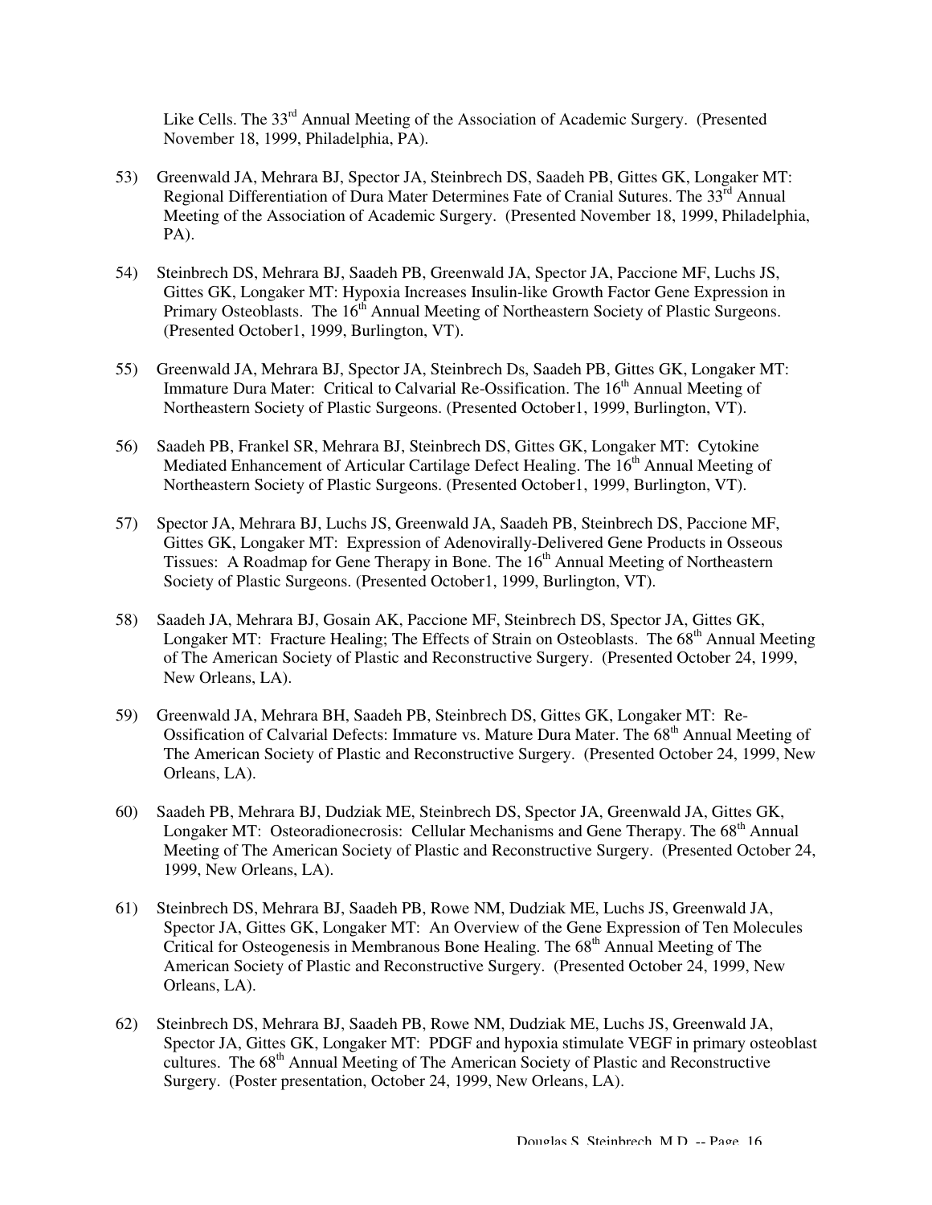Like Cells. The 33rd Annual Meeting of the Association of Academic Surgery. (Presented November 18, 1999, Philadelphia, PA).

53) Greenwald JA, Mehrara BJ, Spector JA, Steinbrech DS, Saadeh PB, Gittes GK, Longaker MT: Regional Differentiation of Dura Mater Determines Fate of Cranial Sutures. The 33rd Annual Meeting of the Association of Academic Surgery. (Presented November 18, 1999, Philadelphia, PA).

54) Steinbrech DS, Mehrara BJ, Saadeh PB, Greenwald JA, Spector JA, Paccione MF, Luchs JS, Gittes GK, Longaker MT: Hypoxia Increases Insulin-like Growth Factor Gene Expression in Primary Osteoblasts. The 16th Annual Meeting of Northeastern Society of Plastic Surgeons. (Presented October1, 1999, Burlington, VT).

55) Greenwald JA, Mehrara BJ, Spector JA, Steinbrech Ds, Saadeh PB, Gittes GK, Longaker MT: Immature Dura Mater: Critical to Calvarial Re-Ossification. The 16th Annual Meeting of Northeastern Society of Plastic Surgeons. (Presented October1, 1999, Burlington, VT).

56) Saadeh PB, Frankel SR, Mehrara BJ, Steinbrech DS, Gittes GK, Longaker MT: Cytokine Mediated Enhancement of Articular Cartilage Defect Healing. The 16th Annual Meeting of Northeastern Society of Plastic Surgeons. (Presented October1, 1999, Burlington, VT).

57) Spector JA, Mehrara BJ, Luchs JS, Greenwald JA, Saadeh PB, Steinbrech DS, Paccione MF, Gittes GK, Longaker MT: Expression of Adenovirally-Delivered Gene Products in Osseous Tissues: A Roadmap for Gene Therapy in Bone. The 16th Annual Meeting of Northeastern Society of Plastic Surgeons. (Presented October1, 1999, Burlington, VT).

58) Saadeh JA, Mehrara BJ, Gosain AK, Paccione MF, Steinbrech DS, Spector JA, Gittes GK, Longaker MT: Fracture Healing; The Effects of Strain on Osteoblasts. The 68th Annual Meeting of The American Society of Plastic and Reconstructive Surgery. (Presented October 24, 1999, New Orleans, LA).

59) Greenwald JA, Mehrara BH, Saadeh PB, Steinbrech DS, Gittes GK, Longaker MT: Re-Ossification of Calvarial Defects: Immature vs. Mature Dura Mater. The 68th Annual Meeting of The American Society of Plastic and Reconstructive Surgery. (Presented October 24, 1999, New Orleans, LA).

60) Saadeh PB, Mehrara BJ, Dudziak ME, Steinbrech DS, Spector JA, Greenwald JA, Gittes GK, Longaker MT: Osteoradionecrosis: Cellular Mechanisms and Gene Therapy. The 68th Annual Meeting of The American Society of Plastic and Reconstructive Surgery. (Presented October 24, 1999, New Orleans, LA).

61) Steinbrech DS, Mehrara BJ, Saadeh PB, Rowe NM, Dudziak ME, Luchs JS, Greenwald JA, Spector JA, Gittes GK, Longaker MT: An Overview of the Gene Expression of Ten Molecules Critical for Osteogenesis in Membranous Bone Healing. The 68th Annual Meeting of The American Society of Plastic and Reconstructive Surgery. (Presented October 24, 1999, New Orleans, LA).

62) Steinbrech DS, Mehrara BJ, Saadeh PB, Rowe NM, Dudziak ME, Luchs JS, Greenwald JA, Spector JA, Gittes GK, Longaker MT: PDGF and hypoxia stimulate VEGF in primary osteoblast cultures. The 68th Annual Meeting of The American Society of Plastic and Reconstructive Surgery. (Poster presentation, October 24, 1999, New Orleans, LA).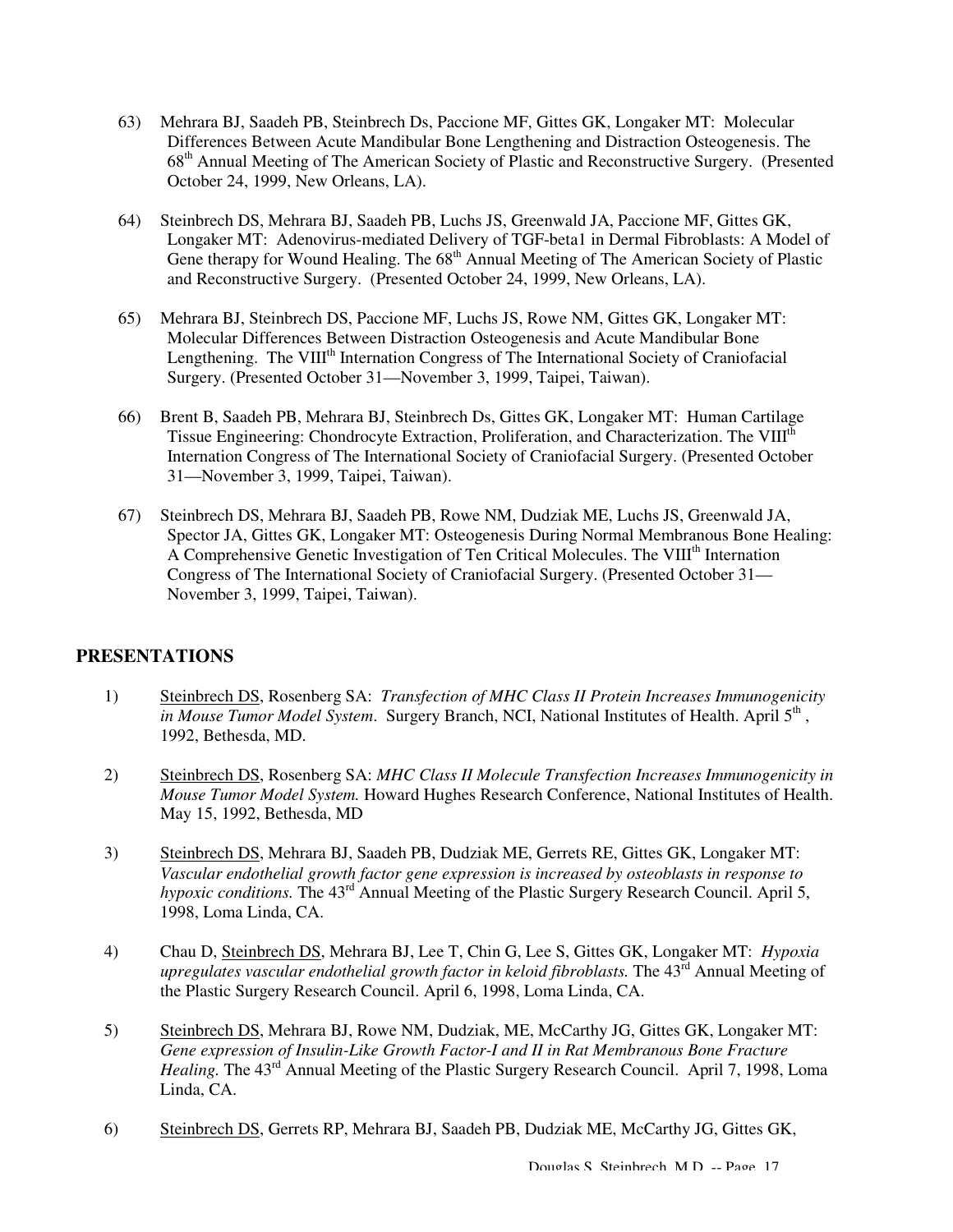63) Mehrara BJ, Saadeh PB, Steinbrech Ds, Paccione MF, Gittes GK, Longaker MT: Molecular Differences Between Acute Mandibular Bone Lengthening and Distraction Osteogenesis. The 68th Annual Meeting of The American Society of Plastic and Reconstructive Surgery. (Presented October 24, 1999, New Orleans, LA).

64) Steinbrech DS, Mehrara BJ, Saadeh PB, Luchs JS, Greenwald JA, Paccione MF, Gittes GK, Longaker MT: Adenovirus-mediated Delivery of TGF-beta1 in Dermal Fibroblasts: A Model of Gene therapy for Wound Healing. The 68th Annual Meeting of The American Society of Plastic and Reconstructive Surgery. (Presented October 24, 1999, New Orleans, LA).

65) Mehrara BJ, Steinbrech DS, Paccione MF, Luchs JS, Rowe NM, Gittes GK, Longaker MT: Molecular Differences Between Distraction Osteogenesis and Acute Mandibular Bone Lengthening. The VIIIth Internation Congress of The International Society of Craniofacial Surgery. (Presented October 31—November 3, 1999, Taipei, Taiwan).

66) Brent B, Saadeh PB, Mehrara BJ, Steinbrech Ds, Gittes GK, Longaker MT: Human Cartilage Tissue Engineering: Chondrocyte Extraction, Proliferation, and Characterization. The VIIIth Internation Congress of The International Society of Craniofacial Surgery. (Presented October 31—November 3, 1999, Taipei, Taiwan).

67) Steinbrech DS, Mehrara BJ, Saadeh PB, Rowe NM, Dudziak ME, Luchs JS, Greenwald JA, Spector JA, Gittes GK, Longaker MT: Osteogenesis During Normal Membranous Bone Healing: A Comprehensive Genetic Investigation of Ten Critical Molecules. The VIIIth Internation Congress of The International Society of Craniofacial Surgery. (Presented October 31—November 3, 1999, Taipei, Taiwan).

## PRESENTATIONS

1) Steinbrech DS, Rosenberg SA: *Transfection of MHC Class II Protein Increases Immunogenicity in Mouse Tumor Model System*. Surgery Branch, NCI, National Institutes of Health. April 5th, 1992, Bethesda, MD.

2) Steinbrech DS, Rosenberg SA: *MHC Class II Molecule Transfection Increases Immunogenicity in Mouse Tumor Model System.* Howard Hughes Research Conference, National Institutes of Health. May 15, 1992, Bethesda, MD

3) Steinbrech DS, Mehrara BJ, Saadeh PB, Dudziak ME, Gerrets RE, Gittes GK, Longaker MT: *Vascular endothelial growth factor gene expression is increased by osteoblasts in response to hypoxic conditions.* The 43rd Annual Meeting of the Plastic Surgery Research Council. April 5, 1998, Loma Linda, CA.

4) Chau D, Steinbrech DS, Mehrara BJ, Lee T, Chin G, Lee S, Gittes GK, Longaker MT: *Hypoxia upregulates vascular endothelial growth factor in keloid fibroblasts.* The 43rd Annual Meeting of the Plastic Surgery Research Council. April 6, 1998, Loma Linda, CA.

5) Steinbrech DS, Mehrara BJ, Rowe NM, Dudziak, ME, McCarthy JG, Gittes GK, Longaker MT: *Gene expression of Insulin-Like Growth Factor-I and II in Rat Membranous Bone Fracture Healing.* The 43rd Annual Meeting of the Plastic Surgery Research Council. April 7, 1998, Loma Linda, CA.

6) Steinbrech DS, Gerrets RP, Mehrara BJ, Saadeh PB, Dudziak ME, McCarthy JG, Gittes GK,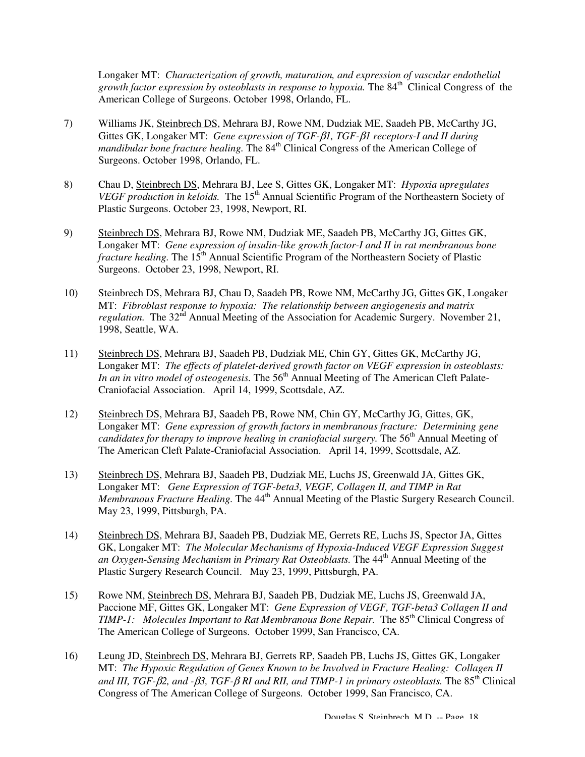Longaker MT: *Characterization of growth, maturation, and expression of vascular endothelial growth factor expression by osteoblasts in response to hypoxia.* The 84th Clinical Congress of the American College of Surgeons. October 1998, Orlando, FL.

7) Williams JK, <u>Steinbrech DS</u>, Mehrara BJ, Rowe NM, Dudziak ME, Saadeh PB, McCarthy JG, Gittes GK, Longaker MT: *Gene expression of TGF-β1, TGF-β1 receptors-I and II during mandibular bone fracture healing.* The 84th Clinical Congress of the American College of Surgeons. October 1998, Orlando, FL.

8) Chau D, <u>Steinbrech DS</u>, Mehrara BJ, Lee S, Gittes GK, Longaker MT: *Hypoxia upregulates VEGF production in keloids.* The 15th Annual Scientific Program of the Northeastern Society of Plastic Surgeons. October 23, 1998, Newport, RI.

9) <u>Steinbrech DS</u>, Mehrara BJ, Rowe NM, Dudziak ME, Saadeh PB, McCarthy JG, Gittes GK, Longaker MT: *Gene expression of insulin-like growth factor-I and II in rat membranous bone fracture healing.* The 15th Annual Scientific Program of the Northeastern Society of Plastic Surgeons. October 23, 1998, Newport, RI.

10) <u>Steinbrech DS</u>, Mehrara BJ, Chau D, Saadeh PB, Rowe NM, McCarthy JG, Gittes GK, Longaker MT: *Fibroblast response to hypoxia: The relationship between angiogenesis and matrix regulation.* The 32nd Annual Meeting of the Association for Academic Surgery. November 21, 1998, Seattle, WA.

11) <u>Steinbrech DS</u>, Mehrara BJ, Saadeh PB, Dudziak ME, Chin GY, Gittes GK, McCarthy JG, Longaker MT: *The effects of platelet-derived growth factor on VEGF expression in osteoblasts: In an in vitro model of osteogenesis.* The 56th Annual Meeting of The American Cleft Palate-Craniofacial Association. April 14, 1999, Scottsdale, AZ.

12) <u>Steinbrech DS</u>, Mehrara BJ, Saadeh PB, Rowe NM, Chin GY, McCarthy JG, Gittes, GK, Longaker MT: *Gene expression of growth factors in membranous fracture: Determining gene candidates for therapy to improve healing in craniofacial surgery.* The 56th Annual Meeting of The American Cleft Palate-Craniofacial Association. April 14, 1999, Scottsdale, AZ.

13) <u>Steinbrech DS</u>, Mehrara BJ, Saadeh PB, Dudziak ME, Luchs JS, Greenwald JA, Gittes GK, Longaker MT: *Gene Expression of TGF-beta3, VEGF, Collagen II, and TIMP in Rat Membranous Fracture Healing.* The 44th Annual Meeting of the Plastic Surgery Research Council. May 23, 1999, Pittsburgh, PA.

14) <u>Steinbrech DS</u>, Mehrara BJ, Saadeh PB, Dudziak ME, Gerrets RE, Luchs JS, Spector JA, Gittes GK, Longaker MT: *The Molecular Mechanisms of Hypoxia-Induced VEGF Expression Suggest an Oxygen-Sensing Mechanism in Primary Rat Osteoblasts.* The 44th Annual Meeting of the Plastic Surgery Research Council. May 23, 1999, Pittsburgh, PA.

15) Rowe NM, <u>Steinbrech DS</u>, Mehrara BJ, Saadeh PB, Dudziak ME, Luchs JS, Greenwald JA, Paccione MF, Gittes GK, Longaker MT: *Gene Expression of VEGF, TGF-beta3 Collagen II and TIMP-1: Molecules Important to Rat Membranous Bone Repair.* The 85th Clinical Congress of The American College of Surgeons. October 1999, San Francisco, CA.

16) Leung JD, <u>Steinbrech DS</u>, Mehrara BJ, Gerrets RP, Saadeh PB, Luchs JS, Gittes GK, Longaker MT: *The Hypoxic Regulation of Genes Known to be Involved in Fracture Healing: Collagen II and III, TGF-β2, and -β3, TGF-β RI and RII, and TIMP-1 in primary osteoblasts.* The 85th Clinical Congress of The American College of Surgeons. October 1999, San Francisco, CA.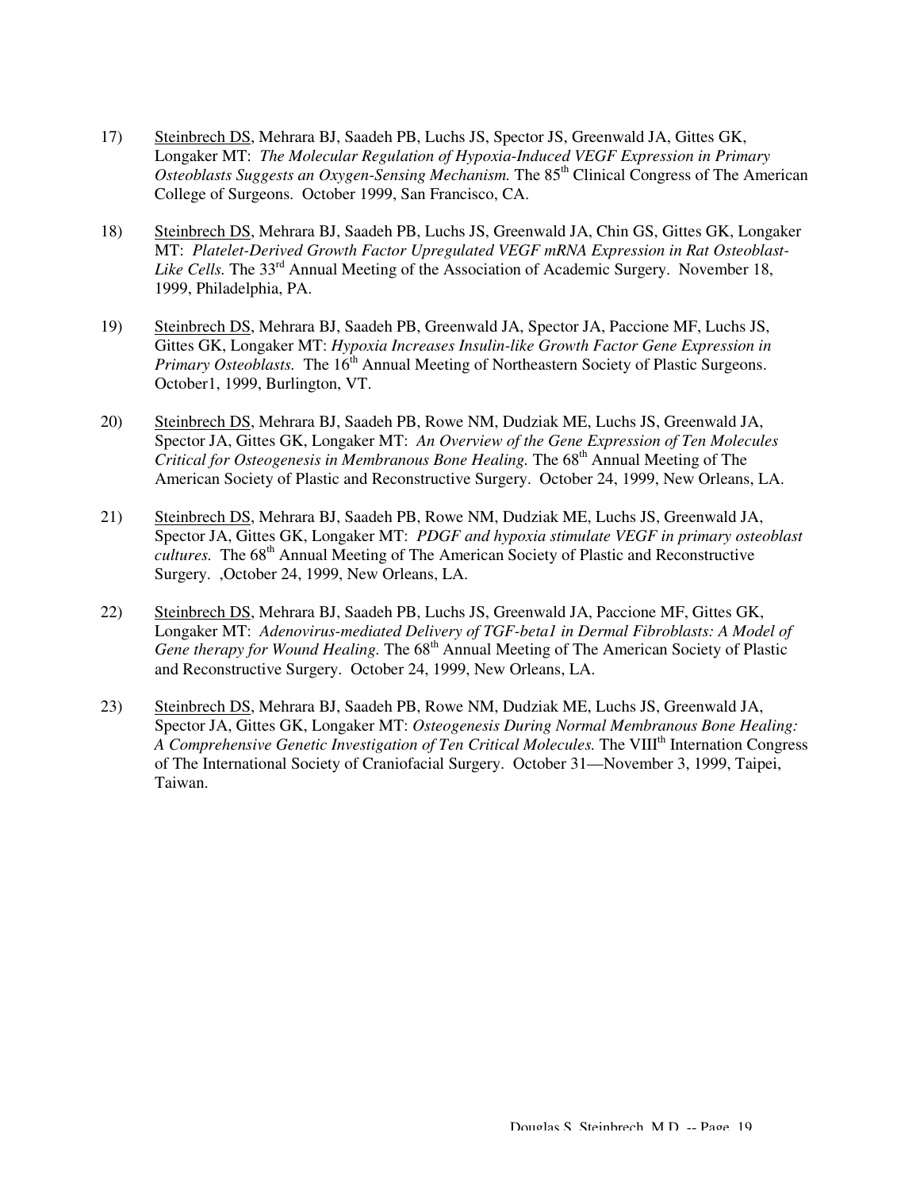17) Steinbrech DS, Mehrara BJ, Saadeh PB, Luchs JS, Spector JS, Greenwald JA, Gittes GK, Longaker MT: *The Molecular Regulation of Hypoxia-Induced VEGF Expression in Primary Osteoblasts Suggests an Oxygen-Sensing Mechanism.* The 85th Clinical Congress of The American College of Surgeons. October 1999, San Francisco, CA.

18) Steinbrech DS, Mehrara BJ, Saadeh PB, Luchs JS, Greenwald JA, Chin GS, Gittes GK, Longaker MT: *Platelet-Derived Growth Factor Upregulated VEGF mRNA Expression in Rat Osteoblast-Like Cells.* The 33rd Annual Meeting of the Association of Academic Surgery. November 18, 1999, Philadelphia, PA.

19) Steinbrech DS, Mehrara BJ, Saadeh PB, Greenwald JA, Spector JA, Paccione MF, Luchs JS, Gittes GK, Longaker MT: *Hypoxia Increases Insulin-like Growth Factor Gene Expression in Primary Osteoblasts.* The 16th Annual Meeting of Northeastern Society of Plastic Surgeons. October1, 1999, Burlington, VT.

20) Steinbrech DS, Mehrara BJ, Saadeh PB, Rowe NM, Dudziak ME, Luchs JS, Greenwald JA, Spector JA, Gittes GK, Longaker MT: *An Overview of the Gene Expression of Ten Molecules Critical for Osteogenesis in Membranous Bone Healing.* The 68th Annual Meeting of The American Society of Plastic and Reconstructive Surgery. October 24, 1999, New Orleans, LA.

21) Steinbrech DS, Mehrara BJ, Saadeh PB, Rowe NM, Dudziak ME, Luchs JS, Greenwald JA, Spector JA, Gittes GK, Longaker MT: *PDGF and hypoxia stimulate VEGF in primary osteoblast cultures.* The 68th Annual Meeting of The American Society of Plastic and Reconstructive Surgery. ,October 24, 1999, New Orleans, LA.

22) Steinbrech DS, Mehrara BJ, Saadeh PB, Luchs JS, Greenwald JA, Paccione MF, Gittes GK, Longaker MT: *Adenovirus-mediated Delivery of TGF-beta1 in Dermal Fibroblasts: A Model of Gene therapy for Wound Healing.* The 68th Annual Meeting of The American Society of Plastic and Reconstructive Surgery. October 24, 1999, New Orleans, LA.

23) Steinbrech DS, Mehrara BJ, Saadeh PB, Rowe NM, Dudziak ME, Luchs JS, Greenwald JA, Spector JA, Gittes GK, Longaker MT: *Osteogenesis During Normal Membranous Bone Healing: A Comprehensive Genetic Investigation of Ten Critical Molecules.* The VIIIth Internation Congress of The International Society of Craniofacial Surgery. October 31—November 3, 1999, Taipei, Taiwan.